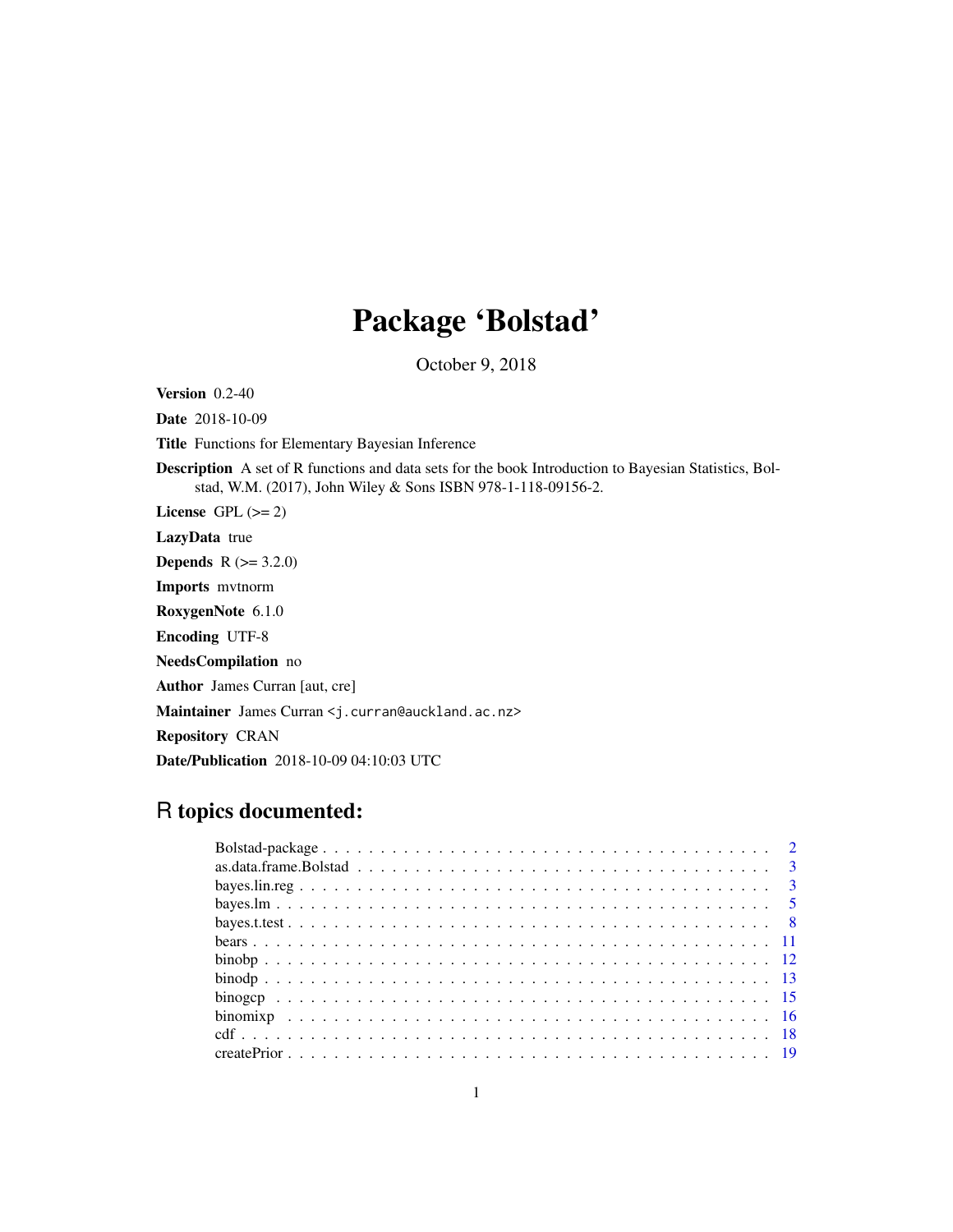# Package 'Bolstad'

October 9, 2018

**Version** 0.2-40

**Date** 2018-10-09

**Title** Functions for Elementary Bayesian Inference

**Description** A set of R functions and data sets for the book Introduction to Bayesian Statistics, Bolstad, W.M. (2017), John Wiley & Sons ISBN 978-1-118-09156-2.

**License** GPL (>= 2)

**LazyData** true

**Depends** R (>= 3.2.0)

**Imports** mvtnorm

**RoxygenNote** 6.1.0

**Encoding** UTF-8

**NeedsCompilation** no

**Author** James Curran [aut, cre]

**Maintainer** James Curran <j.curran@auckland.ac.nz>

**Repository** CRAN

**Date/Publication** 2018-10-09 04:10:03 UTC

## R topics documented:

- Bolstad-package . . . . . . . . . . . . . . . . . . . . . . . . . . . . . . . . . . . . . . . . 2
- as.data.frame.Bolstad . . . . . . . . . . . . . . . . . . . . . . . . . . . . . . . . . . . . . 3
- bayes.lin.reg . . . . . . . . . . . . . . . . . . . . . . . . . . . . . . . . . . . . . . . . . . 3
- bayes.lm . . . . . . . . . . . . . . . . . . . . . . . . . . . . . . . . . . . . . . . . . . . . 5
- bayes.t.test . . . . . . . . . . . . . . . . . . . . . . . . . . . . . . . . . . . . . . . . . . 8
- bears . . . . . . . . . . . . . . . . . . . . . . . . . . . . . . . . . . . . . . . . . . . . . . 11
- binobp . . . . . . . . . . . . . . . . . . . . . . . . . . . . . . . . . . . . . . . . . . . . . 12
- binodp . . . . . . . . . . . . . . . . . . . . . . . . . . . . . . . . . . . . . . . . . . . . . 13
- binogcp . . . . . . . . . . . . . . . . . . . . . . . . . . . . . . . . . . . . . . . . . . . . 15
- binomixp . . . . . . . . . . . . . . . . . . . . . . . . . . . . . . . . . . . . . . . . . . . . 16
- cdf . . . . . . . . . . . . . . . . . . . . . . . . . . . . . . . . . . . . . . . . . . . . . . . 18
- createPrior . . . . . . . . . . . . . . . . . . . . . . . . . . . . . . . . . . . . . . . . . . . 19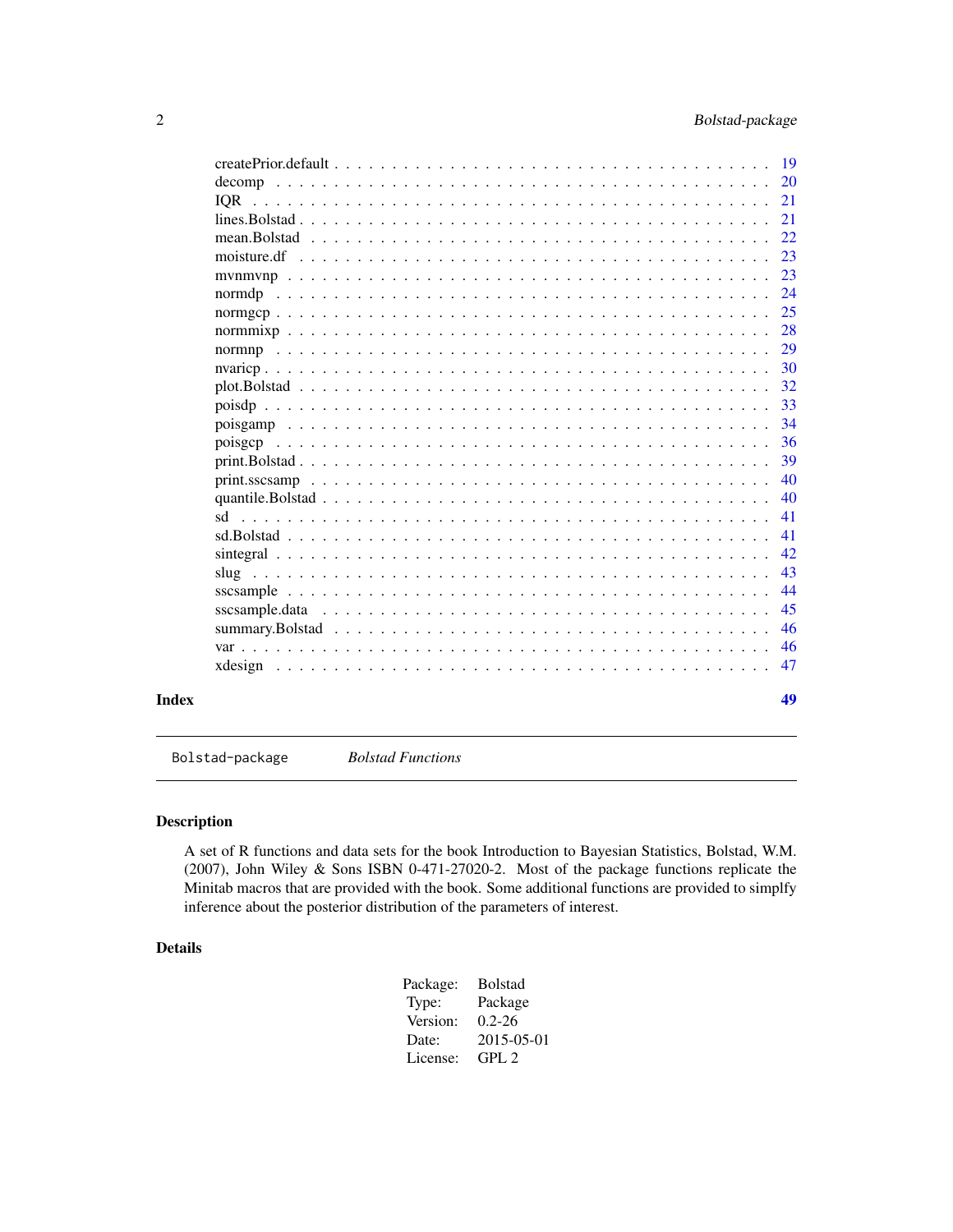createPrior.default . . . . . . . . . . . . . . . . . . . . . . . . . . . . . . . . . . . . 19
decomp . . . . . . . . . . . . . . . . . . . . . . . . . . . . . . . . . . . . . . . . . . 20
IQR . . . . . . . . . . . . . . . . . . . . . . . . . . . . . . . . . . . . . . . . . . . . 21
lines.Bolstad . . . . . . . . . . . . . . . . . . . . . . . . . . . . . . . . . . . . . . . 21
mean.Bolstad . . . . . . . . . . . . . . . . . . . . . . . . . . . . . . . . . . . . . . . 22
moisture.df . . . . . . . . . . . . . . . . . . . . . . . . . . . . . . . . . . . . . . . . 23
mvnmvnp . . . . . . . . . . . . . . . . . . . . . . . . . . . . . . . . . . . . . . . . . 23
normdp . . . . . . . . . . . . . . . . . . . . . . . . . . . . . . . . . . . . . . . . . . 24
normgcp . . . . . . . . . . . . . . . . . . . . . . . . . . . . . . . . . . . . . . . . . 25
normmixp . . . . . . . . . . . . . . . . . . . . . . . . . . . . . . . . . . . . . . . . . 28
normnp . . . . . . . . . . . . . . . . . . . . . . . . . . . . . . . . . . . . . . . . . . 29
nvaricp . . . . . . . . . . . . . . . . . . . . . . . . . . . . . . . . . . . . . . . . . . 30
plot.Bolstad . . . . . . . . . . . . . . . . . . . . . . . . . . . . . . . . . . . . . . . 32
poisdp . . . . . . . . . . . . . . . . . . . . . . . . . . . . . . . . . . . . . . . . . . 33
poisgamp . . . . . . . . . . . . . . . . . . . . . . . . . . . . . . . . . . . . . . . . . 34
poisgcp . . . . . . . . . . . . . . . . . . . . . . . . . . . . . . . . . . . . . . . . . . 36
print.Bolstad . . . . . . . . . . . . . . . . . . . . . . . . . . . . . . . . . . . . . . . 39
print.sscsamp . . . . . . . . . . . . . . . . . . . . . . . . . . . . . . . . . . . . . . 40
quantile.Bolstad . . . . . . . . . . . . . . . . . . . . . . . . . . . . . . . . . . . . . 40
sd . . . . . . . . . . . . . . . . . . . . . . . . . . . . . . . . . . . . . . . . . . . . 41
sd.Bolstad . . . . . . . . . . . . . . . . . . . . . . . . . . . . . . . . . . . . . . . . 41
sintegral . . . . . . . . . . . . . . . . . . . . . . . . . . . . . . . . . . . . . . . . . 42
slug . . . . . . . . . . . . . . . . . . . . . . . . . . . . . . . . . . . . . . . . . . . 43
sscsample . . . . . . . . . . . . . . . . . . . . . . . . . . . . . . . . . . . . . . . . . 44
sscsample.data . . . . . . . . . . . . . . . . . . . . . . . . . . . . . . . . . . . . . . 45
summary.Bolstad . . . . . . . . . . . . . . . . . . . . . . . . . . . . . . . . . . . . . 46
var . . . . . . . . . . . . . . . . . . . . . . . . . . . . . . . . . . . . . . . . . . . . 46
xdesign . . . . . . . . . . . . . . . . . . . . . . . . . . . . . . . . . . . . . . . . . . 47

**Index** **49**

---

`Bolstad-package` *Bolstad Functions*

---

### Description

A set of R functions and data sets for the book Introduction to Bayesian Statistics, Bolstad, W.M. (2007), John Wiley & Sons ISBN 0-471-27020-2. Most of the package functions replicate the Minitab macros that are provided with the book. Some additional functions are provided to simplfy inference about the posterior distribution of the parameters of interest.

### Details

| | |
|---|---|
| Package: | Bolstad |
| Type: | Package |
| Version: | 0.2-26 |
| Date: | 2015-05-01 |
| License: | GPL 2 |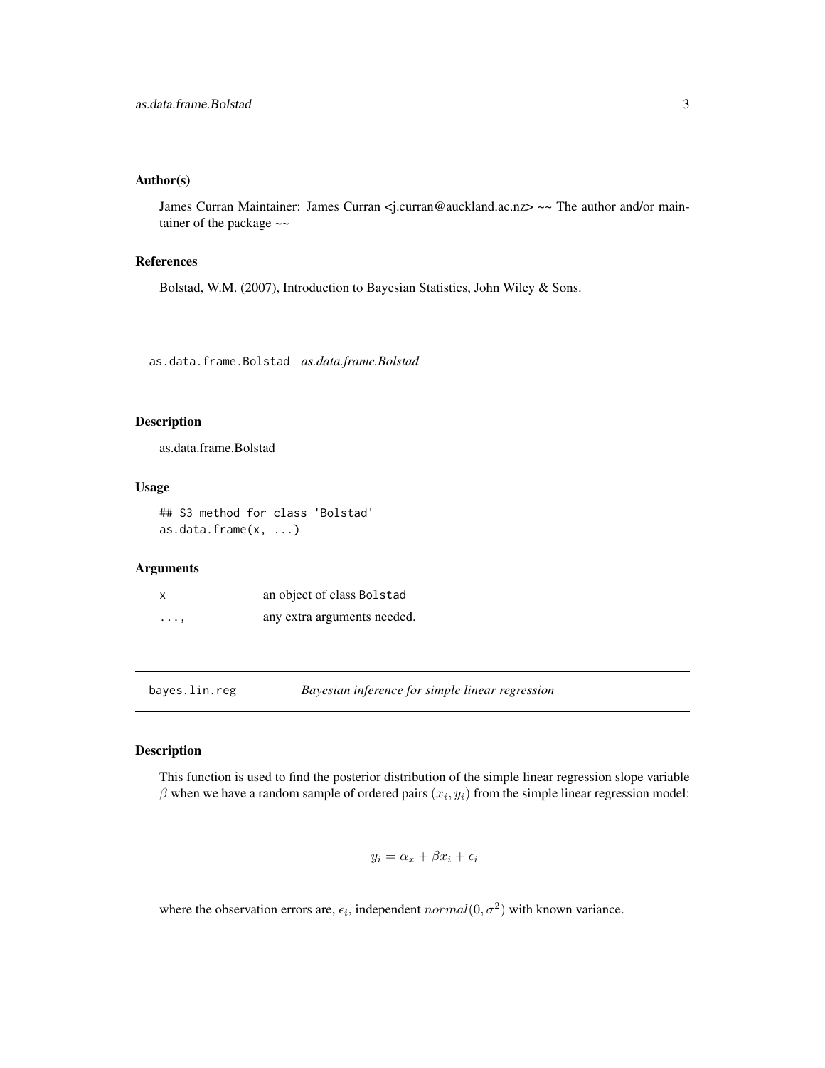### Author(s)

James Curran Maintainer: James Curran <j.curran@auckland.ac.nz> ~~ The author and/or maintainer of the package ~~

### References

Bolstad, W.M. (2007), Introduction to Bayesian Statistics, John Wiley & Sons.

---

## as.data.frame.Bolstad *as.data.frame.Bolstad*

### Description

as.data.frame.Bolstad

### Usage

```
## S3 method for class 'Bolstad'
as.data.frame(x, ...)
```

### Arguments

| | |
|---|---|
| x | an object of class Bolstad |
| ..., | any extra arguments needed. |

---

## bayes.lin.reg *Bayesian inference for simple linear regression*

### Description

This function is used to find the posterior distribution of the simple linear regression slope variable $\beta$ when we have a random sample of ordered pairs $(x_i, y_i)$ from the simple linear regression model:

$$y_i = \alpha_{\bar{x}} + \beta x_i + \epsilon_i$$

where the observation errors are, $\epsilon_i$, independent $normal(0, \sigma^2)$ with known variance.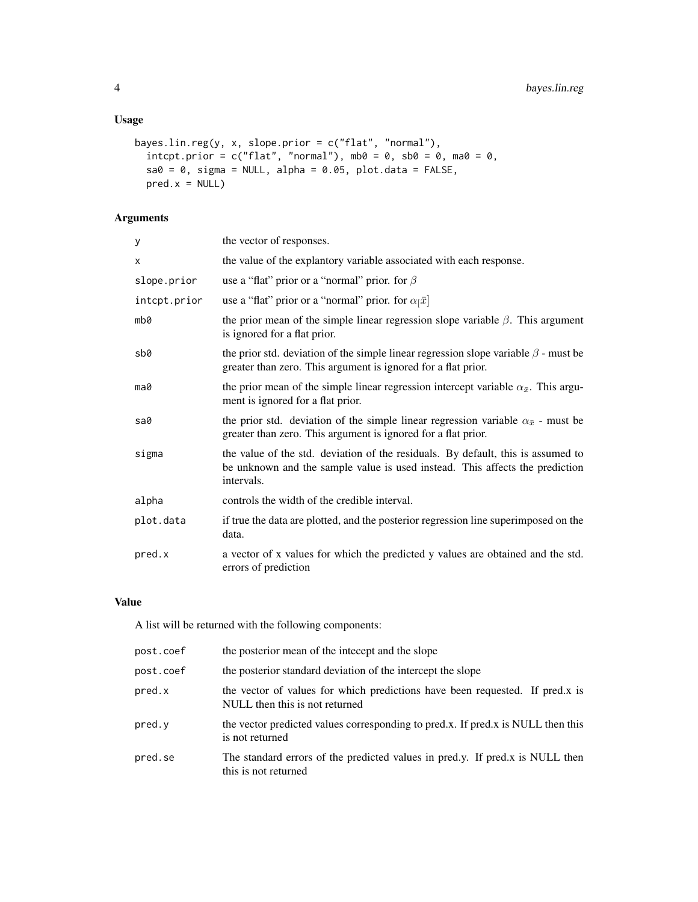## Usage

```
bayes.lin.reg(y, x, slope.prior = c("flat", "normal"),
  intcpt.prior = c("flat", "normal"), mb0 = 0, sb0 = 0, ma0 = 0,
  sa0 = 0, sigma = NULL, alpha = 0.05, plot.data = FALSE,
  pred.x = NULL)
```

## Arguments

| | |
|---|---|
| y | the vector of responses. |
| x | the value of the explantory variable associated with each response. |
| slope.prior | use a "flat" prior or a "normal" prior. for $\beta$ |
| intcpt.prior | use a "flat" prior or a "normal" prior. for $\alpha_[\bar{x}]$ |
| mb0 | the prior mean of the simple linear regression slope variable $\beta$. This argument is ignored for a flat prior. |
| sb0 | the prior std. deviation of the simple linear regression slope variable $\beta$ - must be greater than zero. This argument is ignored for a flat prior. |
| ma0 | the prior mean of the simple linear regression intercept variable $\alpha_{\bar{x}}$. This argument is ignored for a flat prior. |
| sa0 | the prior std. deviation of the simple linear regression variable $\alpha_{\bar{x}}$ - must be greater than zero. This argument is ignored for a flat prior. |
| sigma | the value of the std. deviation of the residuals. By default, this is assumed to be unknown and the sample value is used instead. This affects the prediction intervals. |
| alpha | controls the width of the credible interval. |
| plot.data | if true the data are plotted, and the posterior regression line superimposed on the data. |
| pred.x | a vector of x values for which the predicted y values are obtained and the std. errors of prediction |

## Value

A list will be returned with the following components:

| | |
|---|---|
| post.coef | the posterior mean of the intecept and the slope |
| post.coef | the posterior standard deviation of the intercept the slope |
| pred.x | the vector of values for which predictions have been requested. If pred.x is NULL then this is not returned |
| pred.y | the vector predicted values corresponding to pred.x. If pred.x is NULL then this is not returned |
| pred.se | The standard errors of the predicted values in pred.y. If pred.x is NULL then this is not returned |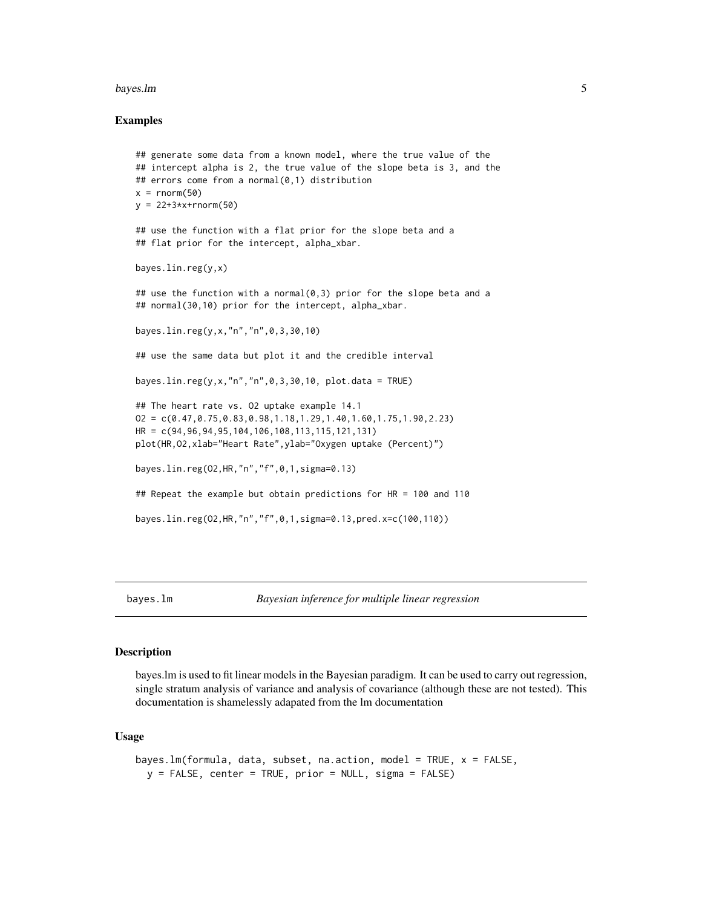## Examples

```
## generate some data from a known model, where the true value of the
## intercept alpha is 2, the true value of the slope beta is 3, and the
## errors come from a normal(0,1) distribution
x = rnorm(50)
y = 22+3*x+rnorm(50)

## use the function with a flat prior for the slope beta and a
## flat prior for the intercept, alpha_xbar.

bayes.lin.reg(y,x)

## use the function with a normal(0,3) prior for the slope beta and a
## normal(30,10) prior for the intercept, alpha_xbar.

bayes.lin.reg(y,x,"n","n",0,3,30,10)

## use the same data but plot it and the credible interval

bayes.lin.reg(y,x,"n","n",0,3,30,10, plot.data = TRUE)

## The heart rate vs. O2 uptake example 14.1
O2 = c(0.47,0.75,0.83,0.98,1.18,1.29,1.40,1.60,1.75,1.90,2.23)
HR = c(94,96,94,95,104,106,108,113,115,121,131)
plot(HR,O2,xlab="Heart Rate",ylab="Oxygen uptake (Percent)")

bayes.lin.reg(O2,HR,"n","f",0,1,sigma=0.13)

## Repeat the example but obtain predictions for HR = 100 and 110

bayes.lin.reg(O2,HR,"n","f",0,1,sigma=0.13,pred.x=c(100,110))
```

---

`bayes.lm` *Bayesian inference for multiple linear regression*

---

### Description

bayes.lm is used to fit linear models in the Bayesian paradigm. It can be used to carry out regression, single stratum analysis of variance and analysis of covariance (although these are not tested). This documentation is shamelessly adapated from the lm documentation

### Usage

```
bayes.lm(formula, data, subset, na.action, model = TRUE, x = FALSE,
  y = FALSE, center = TRUE, prior = NULL, sigma = FALSE)
```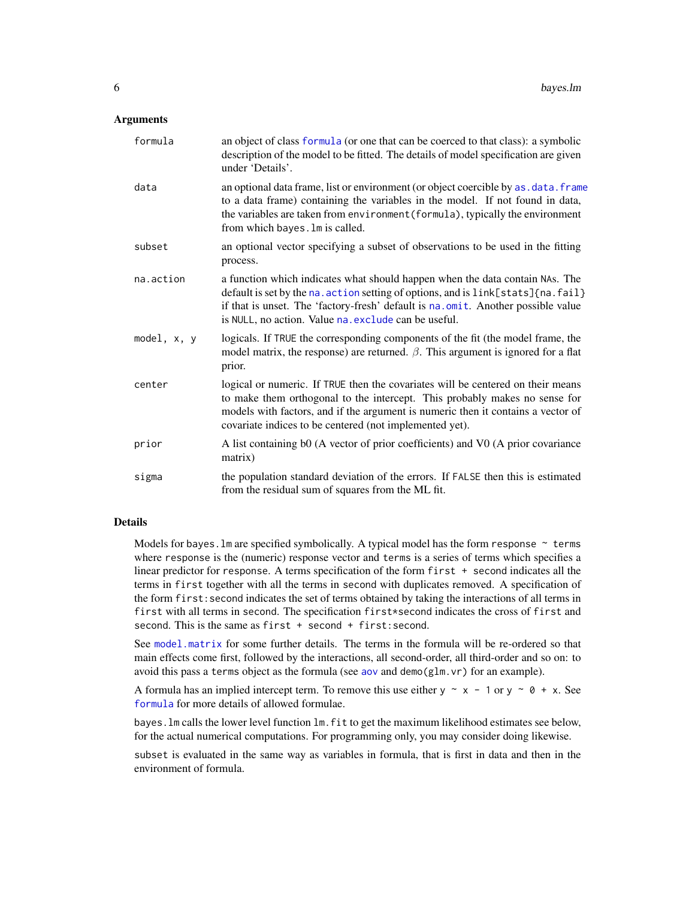### Arguments

| | |
|---|---|
| `formula` | an object of class `formula` (or one that can be coerced to that class): a symbolic description of the model to be fitted. The details of model specification are given under 'Details'. |
| `data` | an optional data frame, list or environment (or object coercible by `as.data.frame` to a data frame) containing the variables in the model. If not found in data, the variables are taken from `environment(formula)`, typically the environment from which `bayes.lm` is called. |
| `subset` | an optional vector specifying a subset of observations to be used in the fitting process. |
| `na.action` | a function which indicates what should happen when the data contain NAs. The default is set by the `na.action` setting of options, and is `link[stats]{na.fail}` if that is unset. The 'factory-fresh' default is `na.omit`. Another possible value is NULL, no action. Value `na.exclude` can be useful. |
| `model, x, y` | logicals. If TRUE the corresponding components of the fit (the model frame, the model matrix, the response) are returned. $\beta$. This argument is ignored for a flat prior. |
| `center` | logical or numeric. If TRUE then the covariates will be centered on their means to make them orthogonal to the intercept. This probably makes no sense for models with factors, and if the argument is numeric then it contains a vector of covariate indices to be centered (not implemented yet). |
| `prior` | A list containing b0 (A vector of prior coefficients) and V0 (A prior covariance matrix) |
| `sigma` | the population standard deviation of the errors. If FALSE then this is estimated from the residual sum of squares from the ML fit. |

### Details

Models for `bayes.lm` are specified symbolically. A typical model has the form `response ~ terms` where `response` is the (numeric) response vector and `terms` is a series of terms which specifies a linear predictor for `response`. A terms specification of the form `first + second` indicates all the terms in `first` together with all the terms in `second` with duplicates removed. A specification of the form `first:second` indicates the set of terms obtained by taking the interactions of all terms in `first` with all terms in `second`. The specification `first*second` indicates the cross of `first` and `second`. This is the same as `first + second + first:second`.

See `model.matrix` for some further details. The terms in the formula will be re-ordered so that main effects come first, followed by the interactions, all second-order, all third-order and so on: to avoid this pass a `terms` object as the formula (see `aov` and `demo(glm.vr)` for an example).

A formula has an implied intercept term. To remove this use either `y ~ x - 1` or `y ~ 0 + x`. See `formula` for more details of allowed formulae.

`bayes.lm` calls the lower level function `lm.fit` to get the maximum likelihood estimates see below, for the actual numerical computations. For programming only, you may consider doing likewise.

`subset` is evaluated in the same way as variables in formula, that is first in data and then in the environment of formula.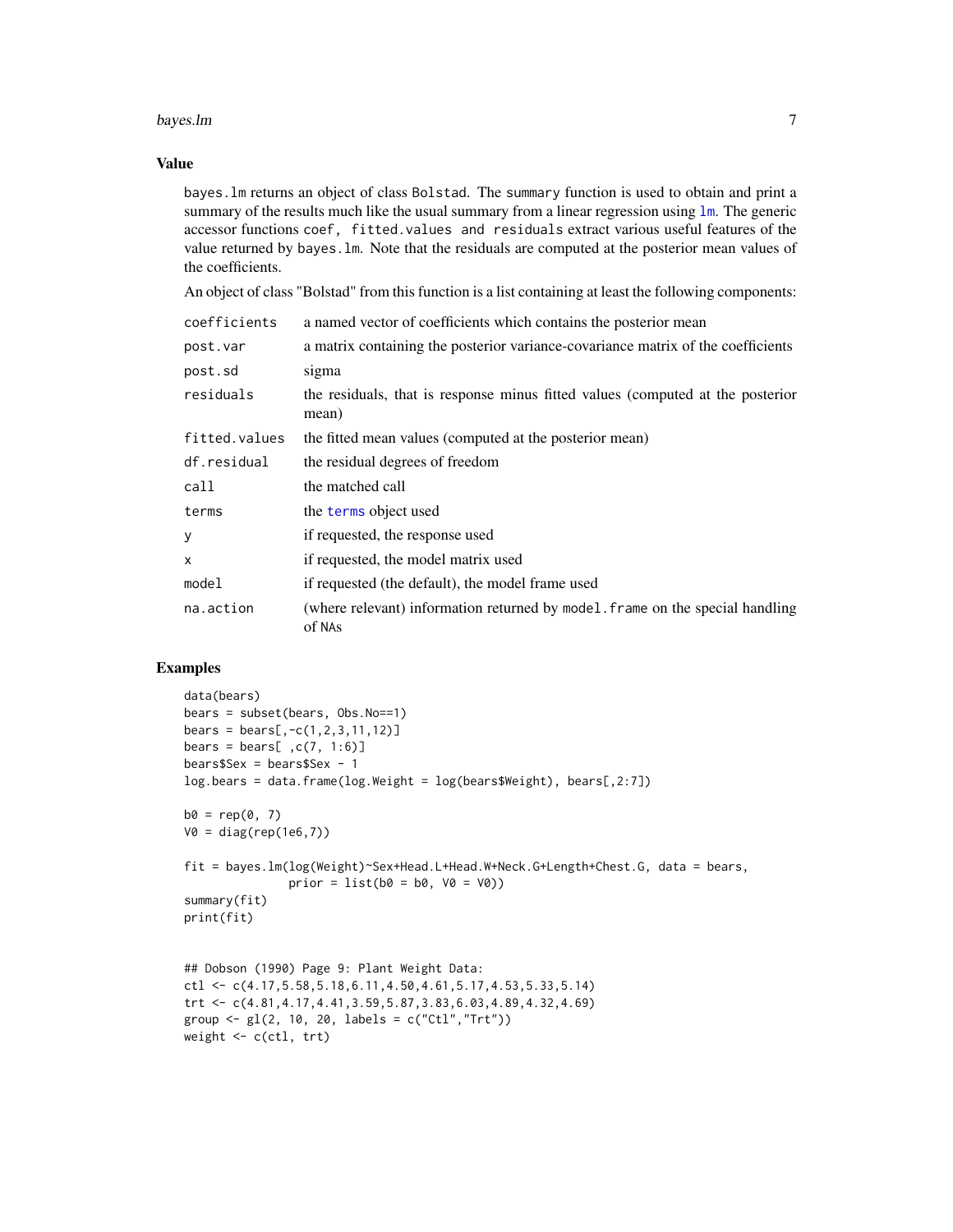## Value

bayes.lm returns an object of class Bolstad. The summary function is used to obtain and print a summary of the results much like the usual summary from a linear regression using lm. The generic accessor functions coef, fitted.values and residuals extract various useful features of the value returned by bayes.lm. Note that the residuals are computed at the posterior mean values of the coefficients.

An object of class "Bolstad" from this function is a list containing at least the following components:

| | |
|---|---|
| coefficients | a named vector of coefficients which contains the posterior mean |
| post.var | a matrix containing the posterior variance-covariance matrix of the coefficients |
| post.sd | sigma |
| residuals | the residuals, that is response minus fitted values (computed at the posterior mean) |
| fitted.values | the fitted mean values (computed at the posterior mean) |
| df.residual | the residual degrees of freedom |
| call | the matched call |
| terms | the terms object used |
| y | if requested, the response used |
| x | if requested, the model matrix used |
| model | if requested (the default), the model frame used |
| na.action | (where relevant) information returned by model.frame on the special handling of NAs |

## Examples

```
data(bears)
bears = subset(bears, Obs.No==1)
bears = bears[,-c(1,2,3,11,12)]
bears = bears[ ,c(7, 1:6)]
bears$Sex = bears$Sex - 1
log.bears = data.frame(log.Weight = log(bears$Weight), bears[,2:7])

b0 = rep(0, 7)
V0 = diag(rep(1e6,7))

fit = bayes.lm(log(Weight)~Sex+Head.L+Head.W+Neck.G+Length+Chest.G, data = bears,
               prior = list(b0 = b0, V0 = V0))
summary(fit)
print(fit)


## Dobson (1990) Page 9: Plant Weight Data:
ctl <- c(4.17,5.58,5.18,6.11,4.50,4.61,5.17,4.53,5.33,5.14)
trt <- c(4.81,4.17,4.41,3.59,5.87,3.83,6.03,4.89,4.32,4.69)
group <- gl(2, 10, 20, labels = c("Ctl","Trt"))
weight <- c(ctl, trt)
```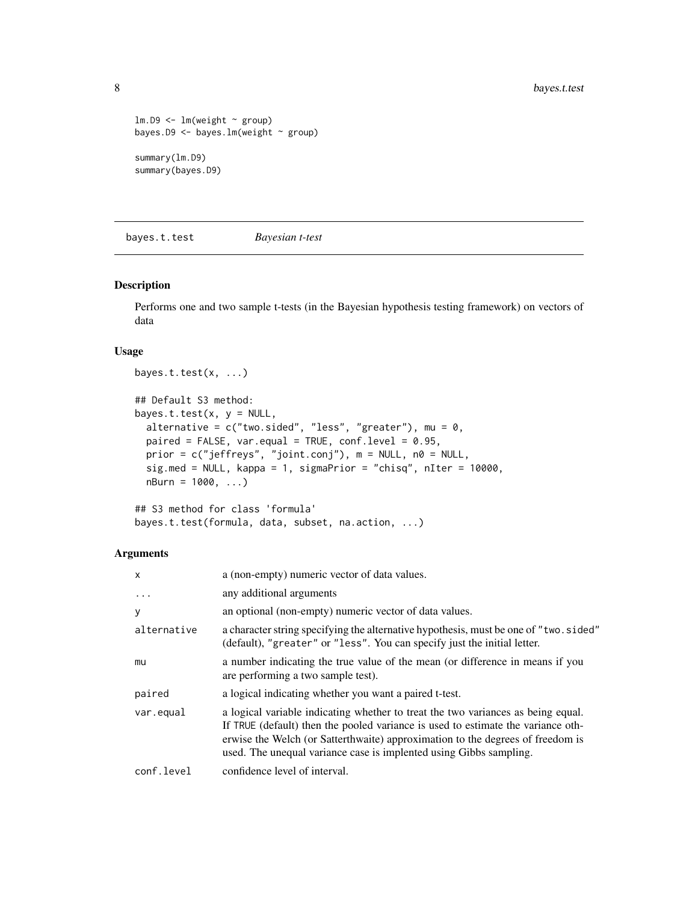```
lm.D9 <- lm(weight ~ group)
bayes.D9 <- bayes.lm(weight ~ group)

summary(lm.D9)
summary(bayes.D9)
```

## bayes.t.test *Bayesian t-test*

### Description

Performs one and two sample t-tests (in the Bayesian hypothesis testing framework) on vectors of data

### Usage

```
bayes.t.test(x, ...)

## Default S3 method:
bayes.t.test(x, y = NULL,
  alternative = c("two.sided", "less", "greater"), mu = 0,
  paired = FALSE, var.equal = TRUE, conf.level = 0.95,
  prior = c("jeffreys", "joint.conj"), m = NULL, n0 = NULL,
  sig.med = NULL, kappa = 1, sigmaPrior = "chisq", nIter = 10000,
  nBurn = 1000, ...)

## S3 method for class 'formula'
bayes.t.test(formula, data, subset, na.action, ...)
```

### Arguments

| | |
|---|---|
| `x` | a (non-empty) numeric vector of data values. |
| `...` | any additional arguments |
| `y` | an optional (non-empty) numeric vector of data values. |
| `alternative` | a character string specifying the alternative hypothesis, must be one of `"two.sided"` (default), `"greater"` or `"less"`. You can specify just the initial letter. |
| `mu` | a number indicating the true value of the mean (or difference in means if you are performing a two sample test). |
| `paired` | a logical indicating whether you want a paired t-test. |
| `var.equal` | a logical variable indicating whether to treat the two variances as being equal. If `TRUE` (default) then the pooled variance is used to estimate the variance otherwise the Welch (or Satterthwaite) approximation to the degrees of freedom is used. The unequal variance case is implented using Gibbs sampling. |
| `conf.level` | confidence level of interval. |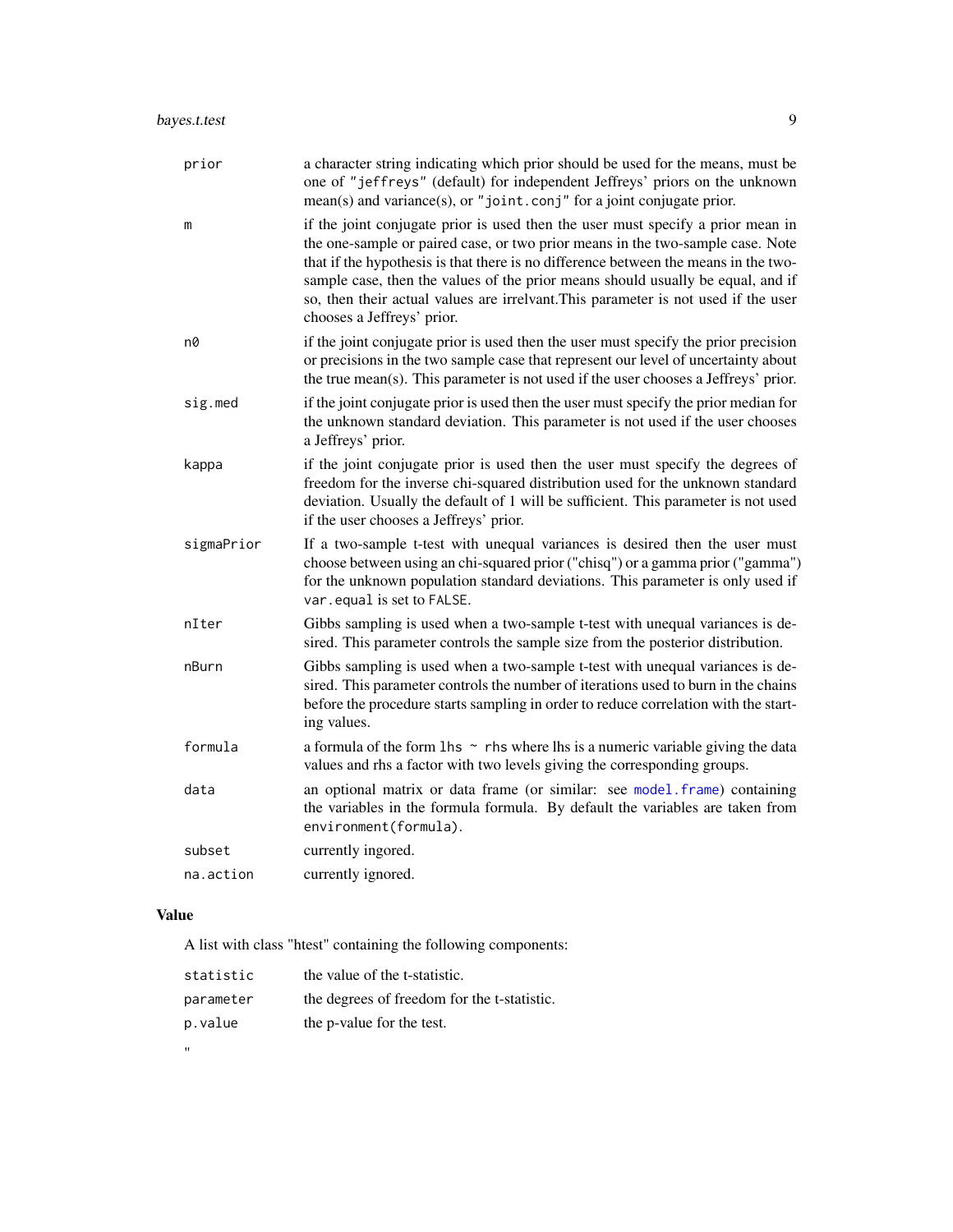| | |
|---|---|
| prior | a character string indicating which prior should be used for the means, must be one of "jeffreys" (default) for independent Jeffreys' priors on the unknown mean(s) and variance(s), or "joint.conj" for a joint conjugate prior. |
| m | if the joint conjugate prior is used then the user must specify a prior mean in the one-sample or paired case, or two prior means in the two-sample case. Note that if the hypothesis is that there is no difference between the means in the two-sample case, then the values of the prior means should usually be equal, and if so, then their actual values are irrelvant.This parameter is not used if the user chooses a Jeffreys' prior. |
| n0 | if the joint conjugate prior is used then the user must specify the prior precision or precisions in the two sample case that represent our level of uncertainty about the true mean(s). This parameter is not used if the user chooses a Jeffreys' prior. |
| sig.med | if the joint conjugate prior is used then the user must specify the prior median for the unknown standard deviation. This parameter is not used if the user chooses a Jeffreys' prior. |
| kappa | if the joint conjugate prior is used then the user must specify the degrees of freedom for the inverse chi-squared distribution used for the unknown standard deviation. Usually the default of 1 will be sufficient. This parameter is not used if the user chooses a Jeffreys' prior. |
| sigmaPrior | If a two-sample t-test with unequal variances is desired then the user must choose between using an chi-squared prior ("chisq") or a gamma prior ("gamma") for the unknown population standard deviations. This parameter is only used if var.equal is set to FALSE. |
| nIter | Gibbs sampling is used when a two-sample t-test with unequal variances is desired. This parameter controls the sample size from the posterior distribution. |
| nBurn | Gibbs sampling is used when a two-sample t-test with unequal variances is desired. This parameter controls the number of iterations used to burn in the chains before the procedure starts sampling in order to reduce correlation with the starting values. |
| formula | a formula of the form lhs ~ rhs where lhs is a numeric variable giving the data values and rhs a factor with two levels giving the corresponding groups. |
| data | an optional matrix or data frame (or similar: see model.frame) containing the variables in the formula formula. By default the variables are taken from environment(formula). |
| subset | currently ingored. |
| na.action | currently ignored. |

## Value

A list with class "htest" containing the following components:

| | |
|---|---|
| statistic | the value of the t-statistic. |
| parameter | the degrees of freedom for the t-statistic. |
| p.value | the p-value for the test. |

"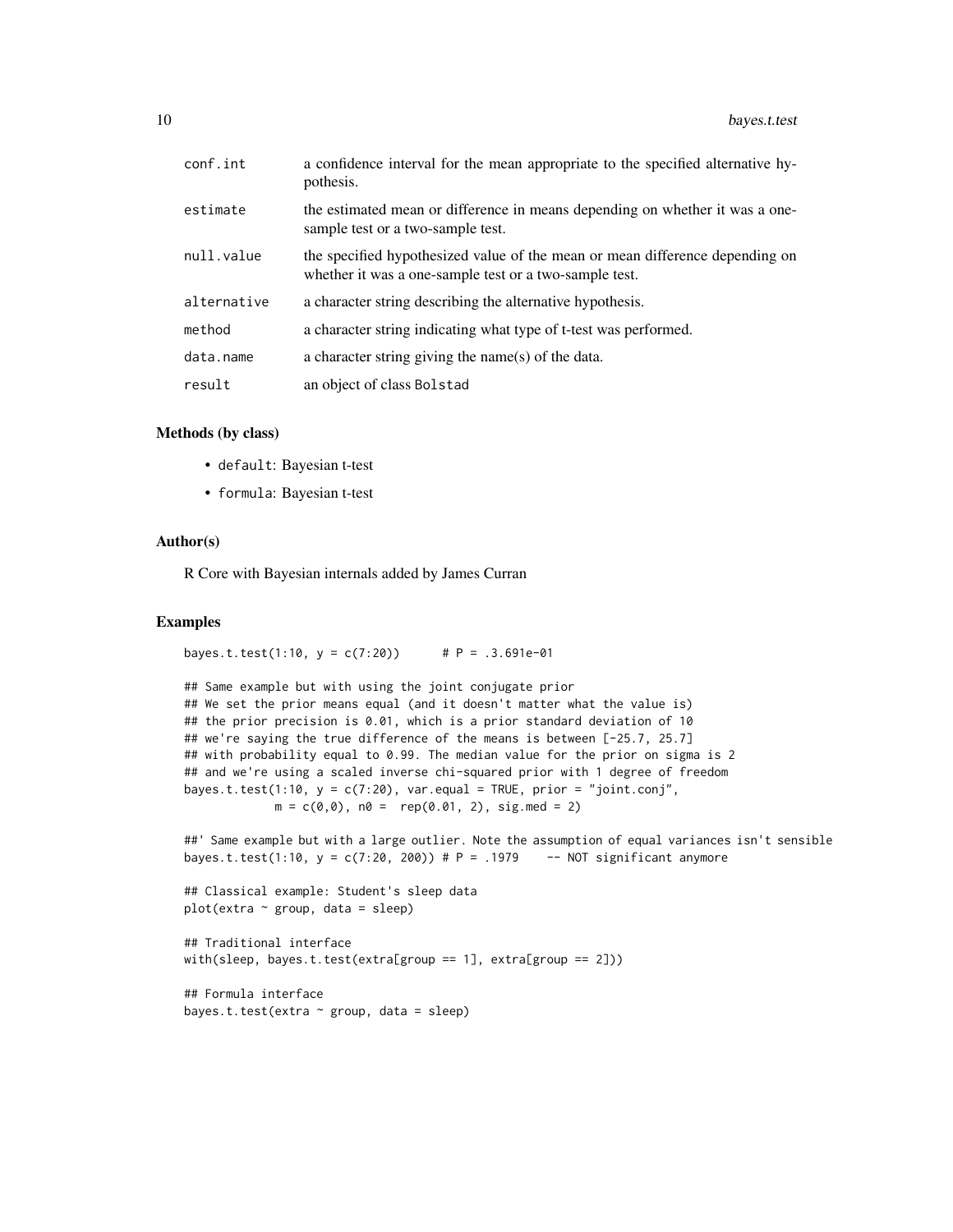| | |
|---|---|
| conf.int | a confidence interval for the mean appropriate to the specified alternative hypothesis. |
| estimate | the estimated mean or difference in means depending on whether it was a one-sample test or a two-sample test. |
| null.value | the specified hypothesized value of the mean or mean difference depending on whether it was a one-sample test or a two-sample test. |
| alternative | a character string describing the alternative hypothesis. |
| method | a character string indicating what type of t-test was performed. |
| data.name | a character string giving the name(s) of the data. |
| result | an object of class Bolstad |

### Methods (by class)

- `default`: Bayesian t-test
- `formula`: Bayesian t-test

### Author(s)

R Core with Bayesian internals added by James Curran

### Examples

```
bayes.t.test(1:10, y = c(7:20))      # P = .3.691e-01

## Same example but with using the joint conjugate prior
## We set the prior means equal (and it doesn't matter what the value is)
## the prior precision is 0.01, which is a prior standard deviation of 10
## we're saying the true difference of the means is between [-25.7, 25.7]
## with probability equal to 0.99. The median value for the prior on sigma is 2
## and we're using a scaled inverse chi-squared prior with 1 degree of freedom
bayes.t.test(1:10, y = c(7:20), var.equal = TRUE, prior = "joint.conj",
            m = c(0,0), n0 =  rep(0.01, 2), sig.med = 2)

##' Same example but with a large outlier. Note the assumption of equal variances isn't sensible
bayes.t.test(1:10, y = c(7:20, 200)) # P = .1979    -- NOT significant anymore

## Classical example: Student's sleep data
plot(extra ~ group, data = sleep)

## Traditional interface
with(sleep, bayes.t.test(extra[group == 1], extra[group == 2]))

## Formula interface
bayes.t.test(extra ~ group, data = sleep)
```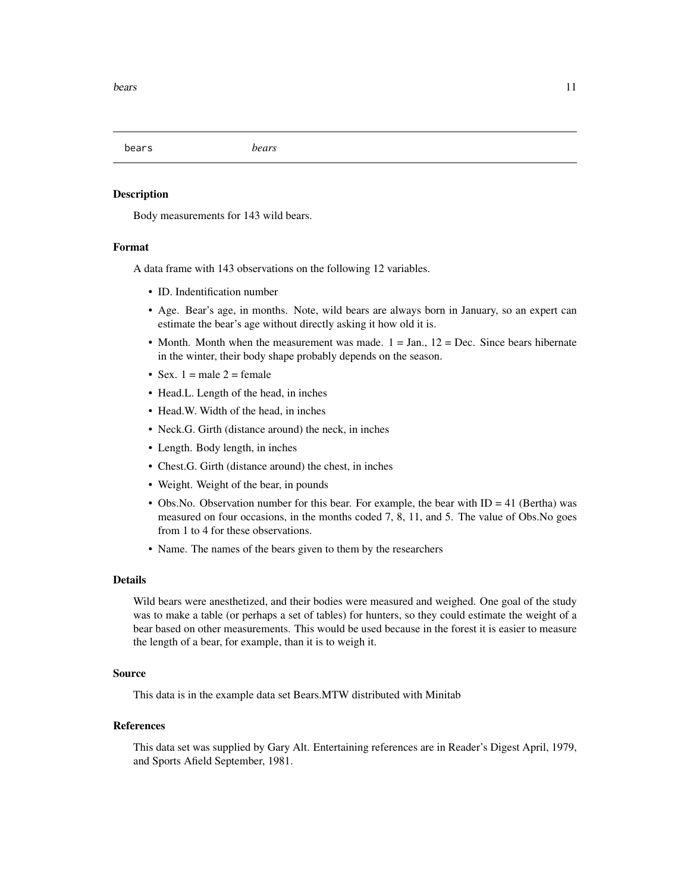## bears    *bears*

### Description

Body measurements for 143 wild bears.

### Format

A data frame with 143 observations on the following 12 variables.

- ID. Indentification number
- Age. Bear's age, in months. Note, wild bears are always born in January, so an expert can estimate the bear's age without directly asking it how old it is.
- Month. Month when the measurement was made. 1 = Jan., 12 = Dec. Since bears hibernate in the winter, their body shape probably depends on the season.
- Sex. 1 = male 2 = female
- Head.L. Length of the head, in inches
- Head.W. Width of the head, in inches
- Neck.G. Girth (distance around) the neck, in inches
- Length. Body length, in inches
- Chest.G. Girth (distance around) the chest, in inches
- Weight. Weight of the bear, in pounds
- Obs.No. Observation number for this bear. For example, the bear with ID = 41 (Bertha) was measured on four occasions, in the months coded 7, 8, 11, and 5. The value of Obs.No goes from 1 to 4 for these observations.
- Name. The names of the bears given to them by the researchers

### Details

Wild bears were anesthetized, and their bodies were measured and weighed. One goal of the study was to make a table (or perhaps a set of tables) for hunters, so they could estimate the weight of a bear based on other measurements. This would be used because in the forest it is easier to measure the length of a bear, for example, than it is to weigh it.

### Source

This data is in the example data set Bears.MTW distributed with Minitab

### References

This data set was supplied by Gary Alt. Entertaining references are in Reader's Digest April, 1979, and Sports Afield September, 1981.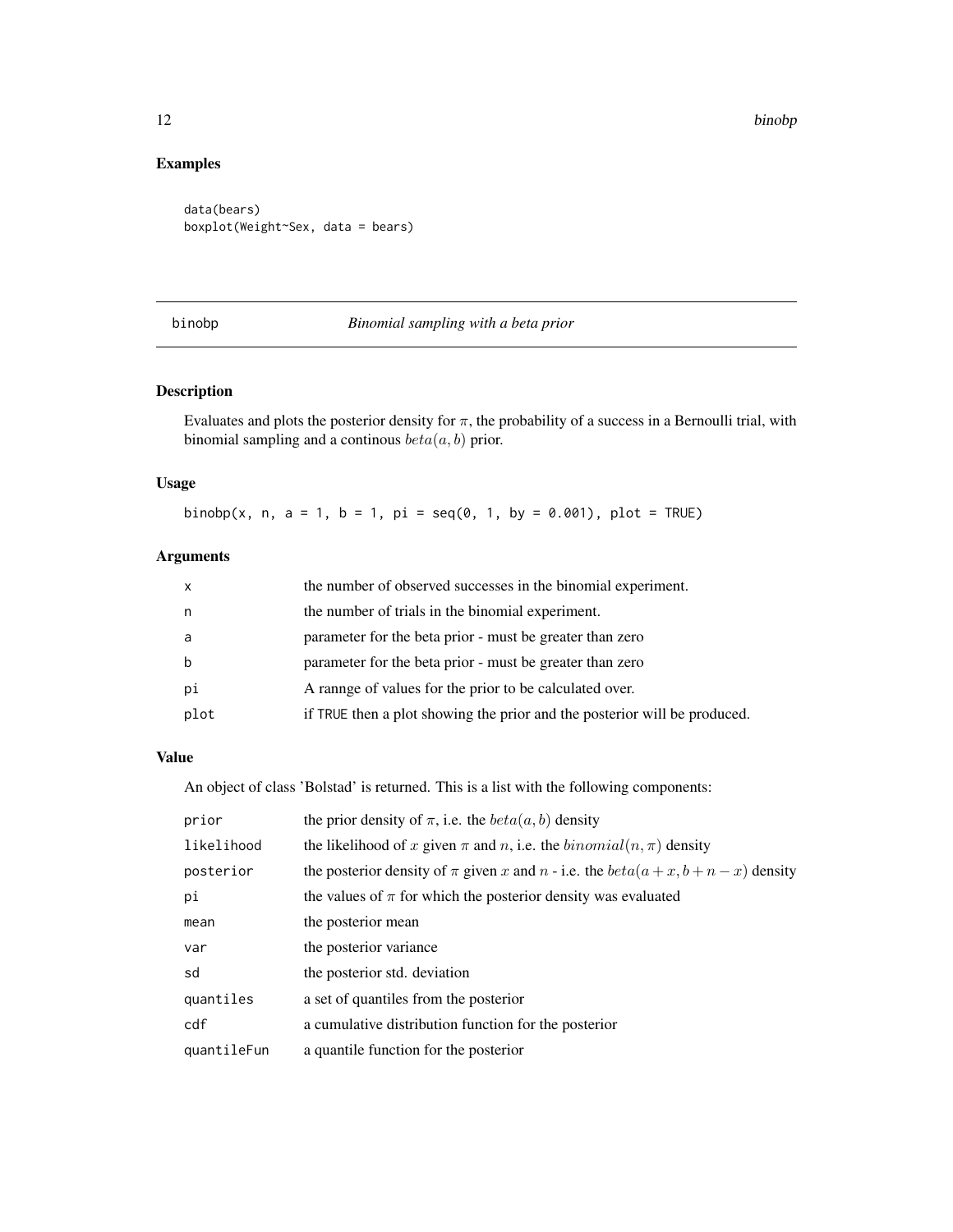## Examples

```
data(bears)
boxplot(Weight~Sex, data = bears)
```

---

## binobp *Binomial sampling with a beta prior*

### Description

Evaluates and plots the posterior density for $\pi$, the probability of a success in a Bernoulli trial, with binomial sampling and a continous $beta(a, b)$ prior.

### Usage

```
binobp(x, n, a = 1, b = 1, pi = seq(0, 1, by = 0.001), plot = TRUE)
```

### Arguments

| | |
|---|---|
| x | the number of observed successes in the binomial experiment. |
| n | the number of trials in the binomial experiment. |
| a | parameter for the beta prior - must be greater than zero |
| b | parameter for the beta prior - must be greater than zero |
| pi | A rannge of values for the prior to be calculated over. |
| plot | if TRUE then a plot showing the prior and the posterior will be produced. |

### Value

An object of class 'Bolstad' is returned. This is a list with the following components:

| | |
|---|---|
| prior | the prior density of $\pi$, i.e. the $beta(a, b)$ density |
| likelihood | the likelihood of $x$ given $\pi$ and $n$, i.e. the $binomial(n, \pi)$ density |
| posterior | the posterior density of $\pi$ given $x$ and $n$ - i.e. the $beta(a + x, b + n - x)$ density |
| pi | the values of $\pi$ for which the posterior density was evaluated |
| mean | the posterior mean |
| var | the posterior variance |
| sd | the posterior std. deviation |
| quantiles | a set of quantiles from the posterior |
| cdf | a cumulative distribution function for the posterior |
| quantileFun | a quantile function for the posterior |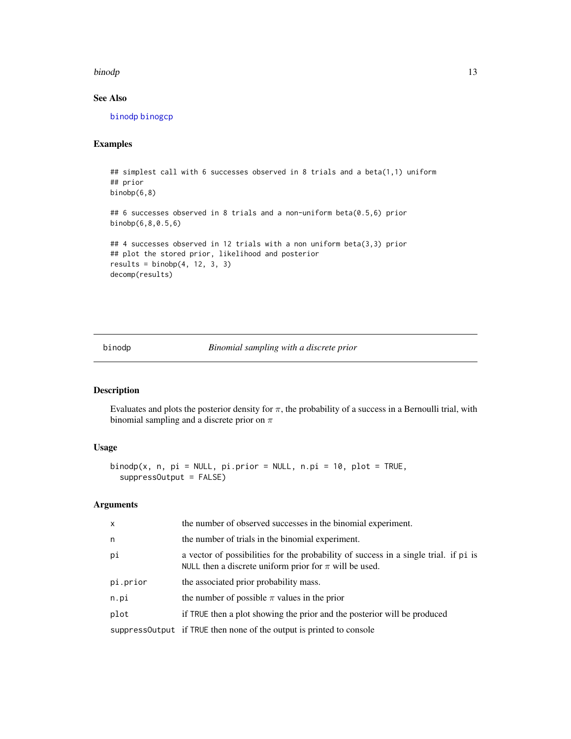## See Also

binodp binogcp

## Examples

```
## simplest call with 6 successes observed in 8 trials and a beta(1,1) uniform
## prior
binobp(6,8)

## 6 successes observed in 8 trials and a non-uniform beta(0.5,6) prior
binobp(6,8,0.5,6)

## 4 successes observed in 12 trials with a non uniform beta(3,3) prior
## plot the stored prior, likelihood and posterior
results = binobp(4, 12, 3, 3)
decomp(results)
```

---

# binodp — *Binomial sampling with a discrete prior*

---

## Description

Evaluates and plots the posterior density for $\pi$, the probability of a success in a Bernoulli trial, with binomial sampling and a discrete prior on $\pi$

## Usage

```
binodp(x, n, pi = NULL, pi.prior = NULL, n.pi = 10, plot = TRUE,
  suppressOutput = FALSE)
```

## Arguments

| | |
|---|---|
| x | the number of observed successes in the binomial experiment. |
| n | the number of trials in the binomial experiment. |
| pi | a vector of possibilities for the probability of success in a single trial. if pi is NULL then a discrete uniform prior for $\pi$ will be used. |
| pi.prior | the associated prior probability mass. |
| n.pi | the number of possible $\pi$ values in the prior |
| plot | if TRUE then a plot showing the prior and the posterior will be produced |
| suppressOutput | if TRUE then none of the output is printed to console |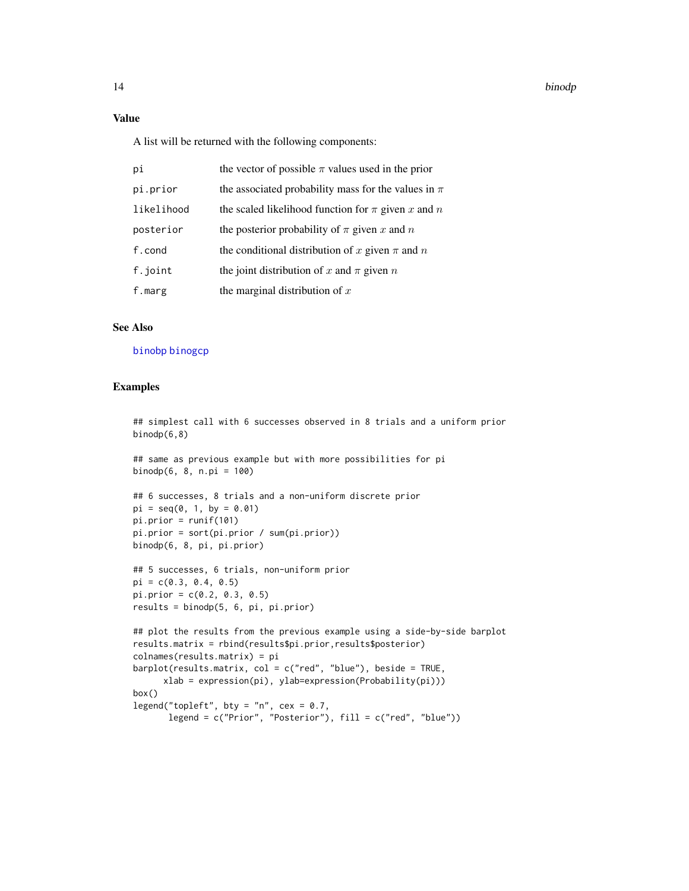## Value

A list will be returned with the following components:

| | |
|---|---|
| pi | the vector of possible $\pi$ values used in the prior |
| pi.prior | the associated probability mass for the values in $\pi$ |
| likelihood | the scaled likelihood function for $\pi$ given $x$ and $n$ |
| posterior | the posterior probability of $\pi$ given $x$ and $n$ |
| f.cond | the conditional distribution of $x$ given $\pi$ and $n$ |
| f.joint | the joint distribution of $x$ and $\pi$ given $n$ |
| f.marg | the marginal distribution of $x$ |

## See Also

binobp binogcp

## Examples

```
## simplest call with 6 successes observed in 8 trials and a uniform prior
binodp(6,8)

## same as previous example but with more possibilities for pi
binodp(6, 8, n.pi = 100)

## 6 successes, 8 trials and a non-uniform discrete prior
pi = seq(0, 1, by = 0.01)
pi.prior = runif(101)
pi.prior = sort(pi.prior / sum(pi.prior))
binodp(6, 8, pi, pi.prior)

## 5 successes, 6 trials, non-uniform prior
pi = c(0.3, 0.4, 0.5)
pi.prior = c(0.2, 0.3, 0.5)
results = binodp(5, 6, pi, pi.prior)

## plot the results from the previous example using a side-by-side barplot
results.matrix = rbind(results$pi.prior,results$posterior)
colnames(results.matrix) = pi
barplot(results.matrix, col = c("red", "blue"), beside = TRUE,
      xlab = expression(pi), ylab=expression(Probability(pi)))
box()
legend("topleft", bty = "n", cex = 0.7,
       legend = c("Prior", "Posterior"), fill = c("red", "blue"))
```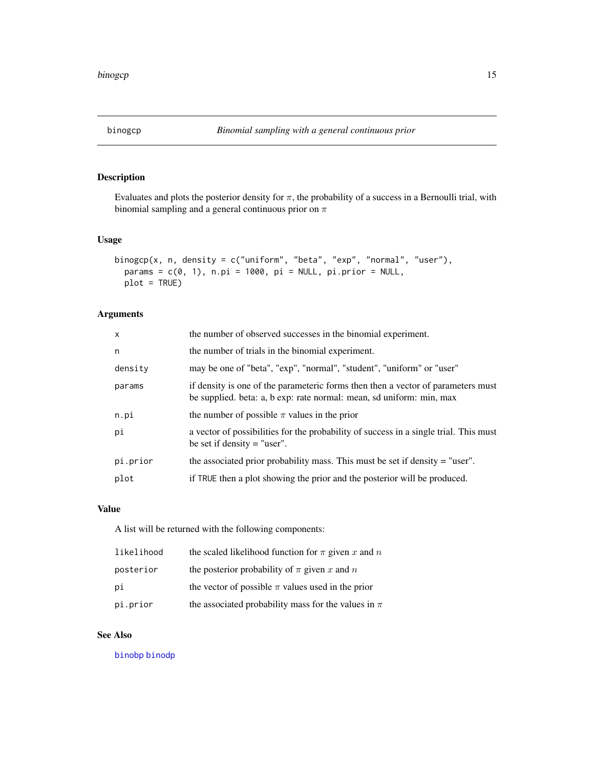## binogcp — *Binomial sampling with a general continuous prior*

### Description

Evaluates and plots the posterior density for $\pi$, the probability of a success in a Bernoulli trial, with binomial sampling and a general continuous prior on $\pi$

### Usage

```
binogcp(x, n, density = c("uniform", "beta", "exp", "normal", "user"),
  params = c(0, 1), n.pi = 1000, pi = NULL, pi.prior = NULL,
  plot = TRUE)
```

### Arguments

| | |
|---|---|
| `x` | the number of observed successes in the binomial experiment. |
| `n` | the number of trials in the binomial experiment. |
| `density` | may be one of "beta", "exp", "normal", "student", "uniform" or "user" |
| `params` | if density is one of the parameteric forms then then a vector of parameters must be supplied. beta: a, b exp: rate normal: mean, sd uniform: min, max |
| `n.pi` | the number of possible $\pi$ values in the prior |
| `pi` | a vector of possibilities for the probability of success in a single trial. This must be set if density = "user". |
| `pi.prior` | the associated prior probability mass. This must be set if density = "user". |
| `plot` | if `TRUE` then a plot showing the prior and the posterior will be produced. |

### Value

A list will be returned with the following components:

| | |
|---|---|
| `likelihood` | the scaled likelihood function for $\pi$ given $x$ and $n$ |
| `posterior` | the posterior probability of $\pi$ given $x$ and $n$ |
| `pi` | the vector of possible $\pi$ values used in the prior |
| `pi.prior` | the associated probability mass for the values in $\pi$ |

### See Also

`binobp` `binodp`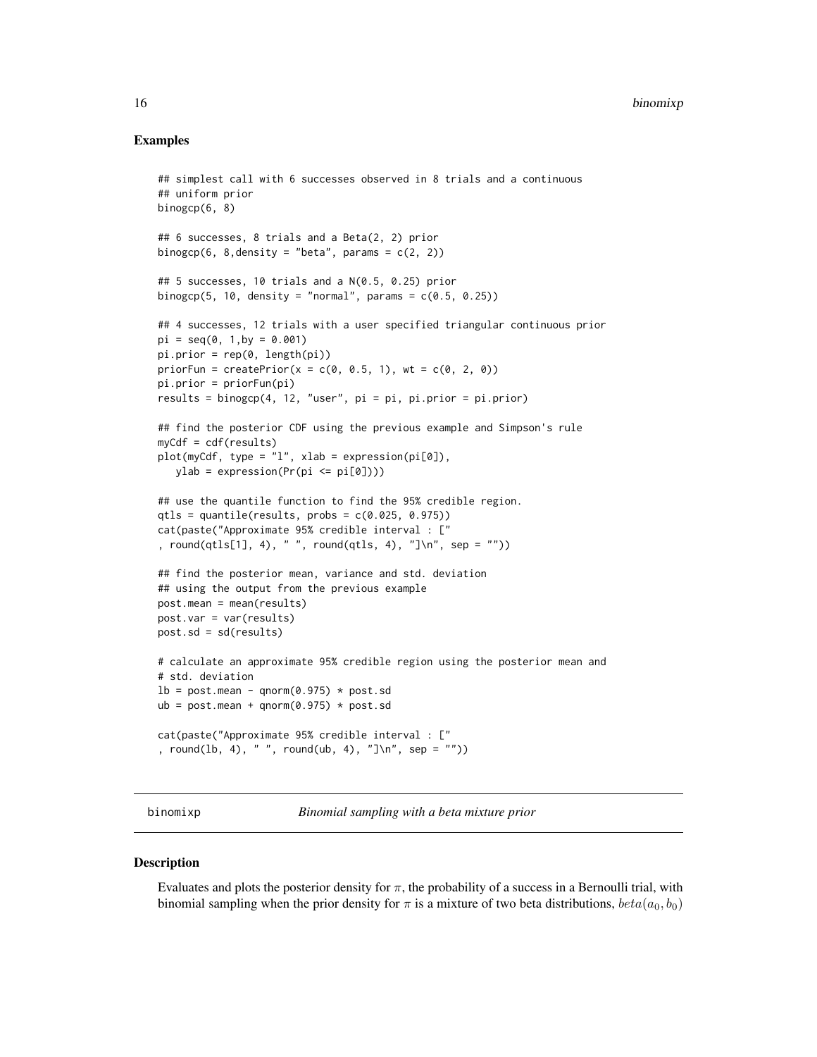### Examples

```
## simplest call with 6 successes observed in 8 trials and a continuous
## uniform prior
binogcp(6, 8)

## 6 successes, 8 trials and a Beta(2, 2) prior
binogcp(6, 8,density = "beta", params = c(2, 2))

## 5 successes, 10 trials and a N(0.5, 0.25) prior
binogcp(5, 10, density = "normal", params = c(0.5, 0.25))

## 4 successes, 12 trials with a user specified triangular continuous prior
pi = seq(0, 1,by = 0.001)
pi.prior = rep(0, length(pi))
priorFun = createPrior(x = c(0, 0.5, 1), wt = c(0, 2, 0))
pi.prior = priorFun(pi)
results = binogcp(4, 12, "user", pi = pi, pi.prior = pi.prior)

## find the posterior CDF using the previous example and Simpson's rule
myCdf = cdf(results)
plot(myCdf, type = "l", xlab = expression(pi[0]),
   ylab = expression(Pr(pi <= pi[0])))

## use the quantile function to find the 95% credible region.
qtls = quantile(results, probs = c(0.025, 0.975))
cat(paste("Approximate 95% credible interval : ["
, round(qtls[1], 4), " ", round(qtls, 4), "]\n", sep = ""))

## find the posterior mean, variance and std. deviation
## using the output from the previous example
post.mean = mean(results)
post.var = var(results)
post.sd = sd(results)

# calculate an approximate 95% credible region using the posterior mean and
# std. deviation
lb = post.mean - qnorm(0.975) * post.sd
ub = post.mean + qnorm(0.975) * post.sd

cat(paste("Approximate 95% credible interval : ["
, round(lb, 4), " ", round(ub, 4), "]\n", sep = ""))
```

---

## binomixp — *Binomial sampling with a beta mixture prior*

### Description

Evaluates and plots the posterior density for $\pi$, the probability of a success in a Bernoulli trial, with binomial sampling when the prior density for $\pi$ is a mixture of two beta distributions, $beta(a_0, b_0)$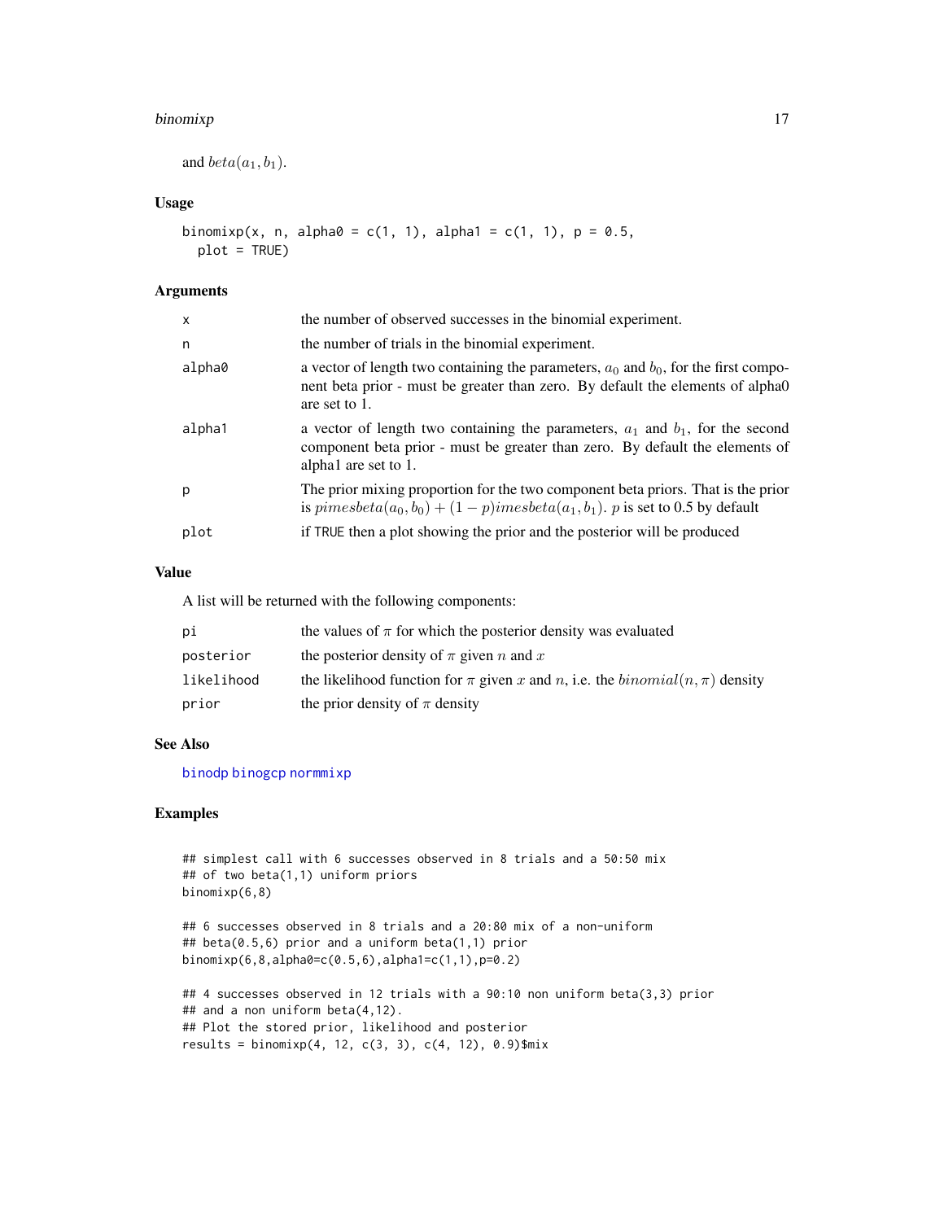and $beta(a_1, b_1)$.

## Usage

```
binomixp(x, n, alpha0 = c(1, 1), alpha1 = c(1, 1), p = 0.5,
  plot = TRUE)
```

## Arguments

| | |
|---|---|
| x | the number of observed successes in the binomial experiment. |
| n | the number of trials in the binomial experiment. |
| alpha0 | a vector of length two containing the parameters, $a_0$ and $b_0$, for the first component beta prior - must be greater than zero. By default the elements of alpha0 are set to 1. |
| alpha1 | a vector of length two containing the parameters, $a_1$ and $b_1$, for the second component beta prior - must be greater than zero. By default the elements of alpha1 are set to 1. |
| p | The prior mixing proportion for the two component beta priors. That is the prior is $pimesbeta(a_0, b_0) + (1 - p)imesbeta(a_1, b_1)$. $p$ is set to 0.5 by default |
| plot | if TRUE then a plot showing the prior and the posterior will be produced |

## Value

A list will be returned with the following components:

| | |
|---|---|
| pi | the values of $\pi$ for which the posterior density was evaluated |
| posterior | the posterior density of $\pi$ given $n$ and $x$ |
| likelihood | the likelihood function for $\pi$ given $x$ and $n$, i.e. the $binomial(n, \pi)$ density |
| prior | the prior density of $\pi$ density |

## See Also

binodp binogcp normmixp

## Examples

```
## simplest call with 6 successes observed in 8 trials and a 50:50 mix
## of two beta(1,1) uniform priors
binomixp(6,8)

## 6 successes observed in 8 trials and a 20:80 mix of a non-uniform
## beta(0.5,6) prior and a uniform beta(1,1) prior
binomixp(6,8,alpha0=c(0.5,6),alpha1=c(1,1),p=0.2)

## 4 successes observed in 12 trials with a 90:10 non uniform beta(3,3) prior
## and a non uniform beta(4,12).
## Plot the stored prior, likelihood and posterior
results = binomixp(4, 12, c(3, 3), c(4, 12), 0.9)$mix
```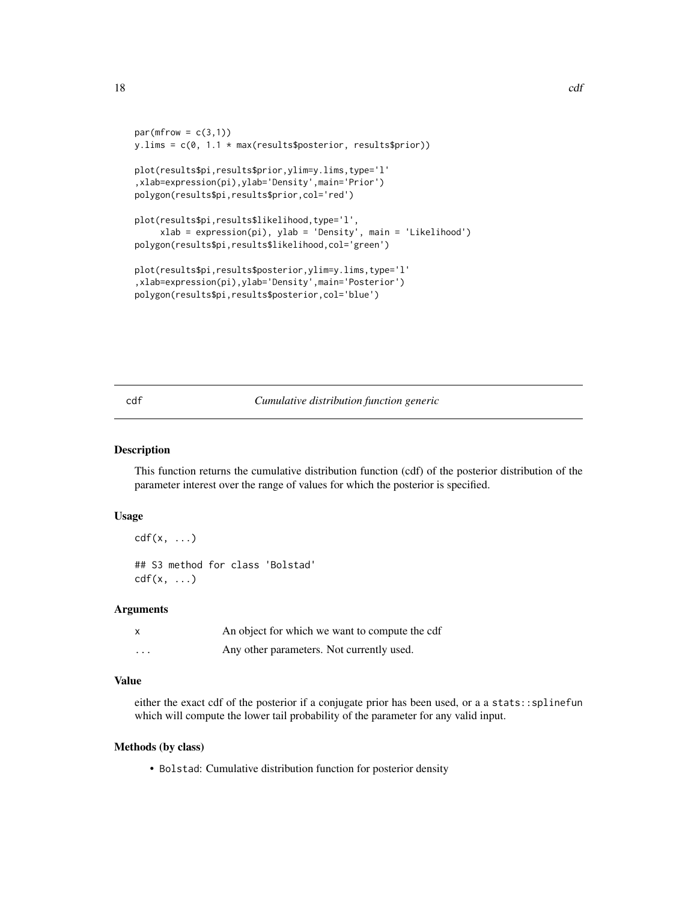```
par(mfrow = c(3,1))
y.lims = c(0, 1.1 * max(results$posterior, results$prior))

plot(results$pi,results$prior,ylim=y.lims,type='l'
,xlab=expression(pi),ylab='Density',main='Prior')
polygon(results$pi,results$prior,col='red')

plot(results$pi,results$likelihood,type='l',
     xlab = expression(pi), ylab = 'Density', main = 'Likelihood')
polygon(results$pi,results$likelihood,col='green')

plot(results$pi,results$posterior,ylim=y.lims,type='l'
,xlab=expression(pi),ylab='Density',main='Posterior')
polygon(results$pi,results$posterior,col='blue')
```

---

## cdf — *Cumulative distribution function generic*

### Description

This function returns the cumulative distribution function (cdf) of the posterior distribution of the parameter interest over the range of values for which the posterior is specified.

### Usage

```
cdf(x, ...)

## S3 method for class 'Bolstad'
cdf(x, ...)
```

### Arguments

| | |
|---|---|
| x | An object for which we want to compute the cdf |
| ... | Any other parameters. Not currently used. |

### Value

either the exact cdf of the posterior if a conjugate prior has been used, or a a `stats::splinefun` which will compute the lower tail probability of the parameter for any valid input.

### Methods (by class)

- `Bolstad`: Cumulative distribution function for posterior density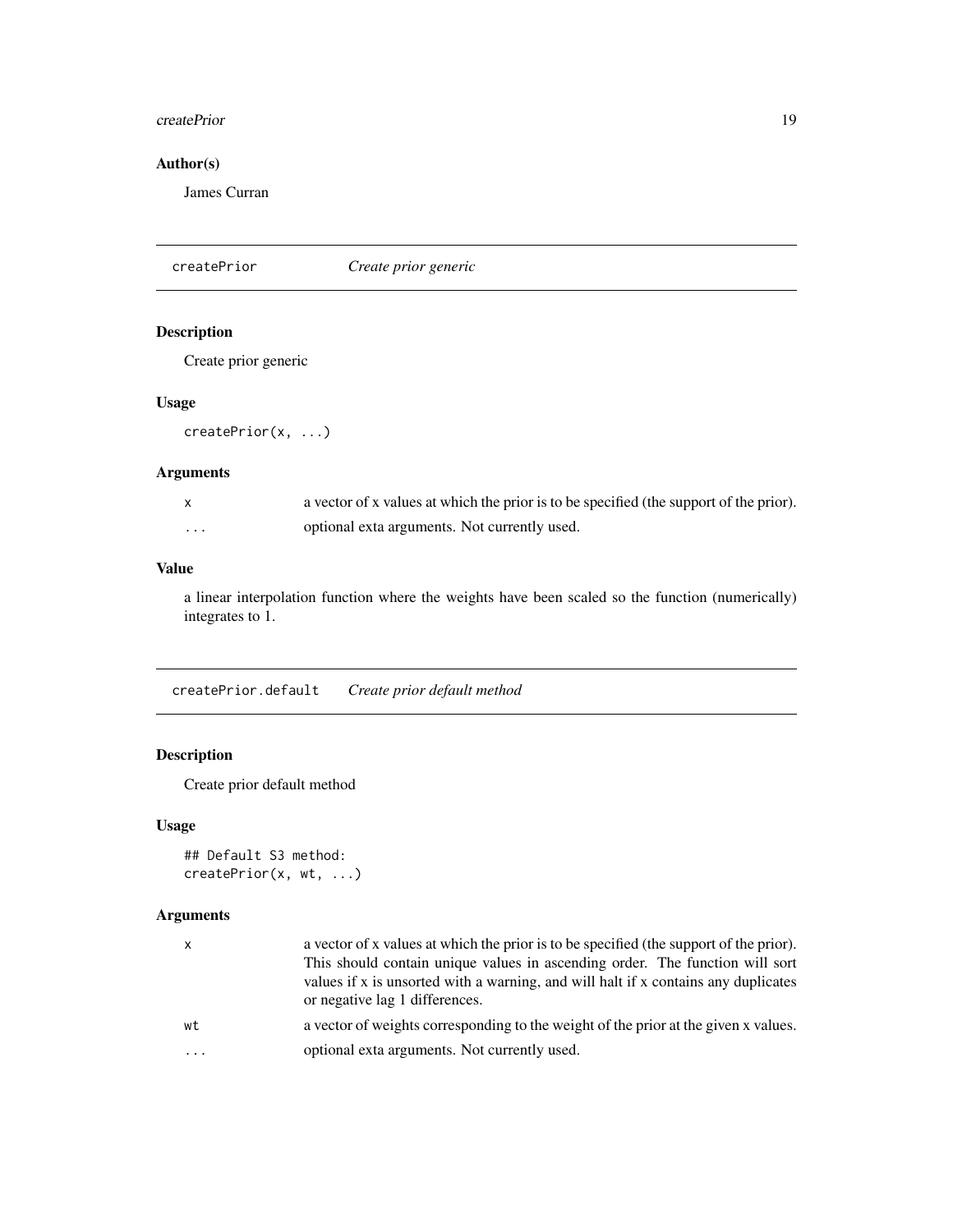## Author(s)

James Curran

---

## createPrior *Create prior generic*

### Description

Create prior generic

### Usage

```
createPrior(x, ...)
```

### Arguments

| | |
|---|---|
| x | a vector of x values at which the prior is to be specified (the support of the prior). |
| ... | optional exta arguments. Not currently used. |

### Value

a linear interpolation function where the weights have been scaled so the function (numerically) integrates to 1.

---

## createPrior.default *Create prior default method*

### Description

Create prior default method

### Usage

```
## Default S3 method:
createPrior(x, wt, ...)
```

### Arguments

| | |
|---|---|
| x | a vector of x values at which the prior is to be specified (the support of the prior). This should contain unique values in ascending order. The function will sort values if x is unsorted with a warning, and will halt if x contains any duplicates or negative lag 1 differences. |
| wt | a vector of weights corresponding to the weight of the prior at the given x values. |
| ... | optional exta arguments. Not currently used. |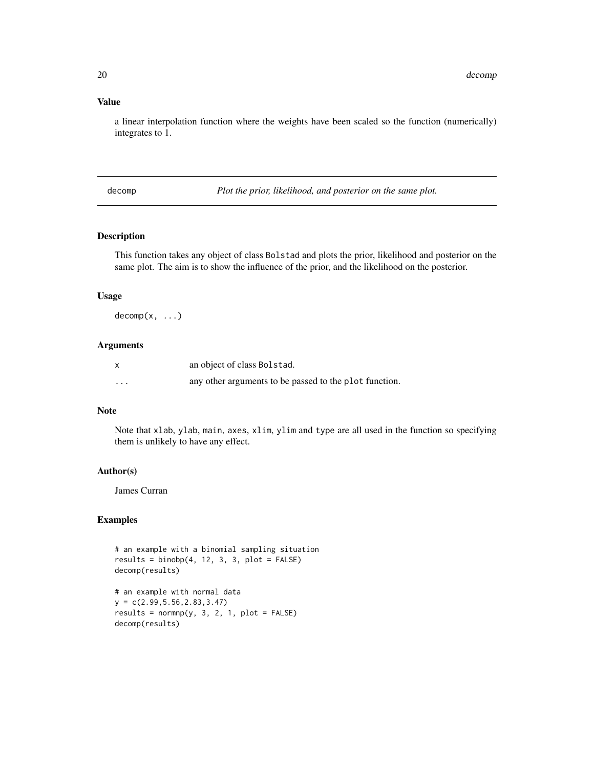## Value

a linear interpolation function where the weights have been scaled so the function (numerically) integrates to 1.

---

# decomp — *Plot the prior, likelihood, and posterior on the same plot.*

---

## Description

This function takes any object of class `Bolstad` and plots the prior, likelihood and posterior on the same plot. The aim is to show the influence of the prior, and the likelihood on the posterior.

## Usage

```
decomp(x, ...)
```

## Arguments

| | |
|---|---|
| `x` | an object of class `Bolstad`. |
| `...` | any other arguments to be passed to the `plot` function. |

## Note

Note that `xlab`, `ylab`, `main`, `axes`, `xlim`, `ylim` and `type` are all used in the function so specifying them is unlikely to have any effect.

## Author(s)

James Curran

## Examples

```
# an example with a binomial sampling situation
results = binobp(4, 12, 3, 3, plot = FALSE)
decomp(results)

# an example with normal data
y = c(2.99,5.56,2.83,3.47)
results = normnp(y, 3, 2, 1, plot = FALSE)
decomp(results)
```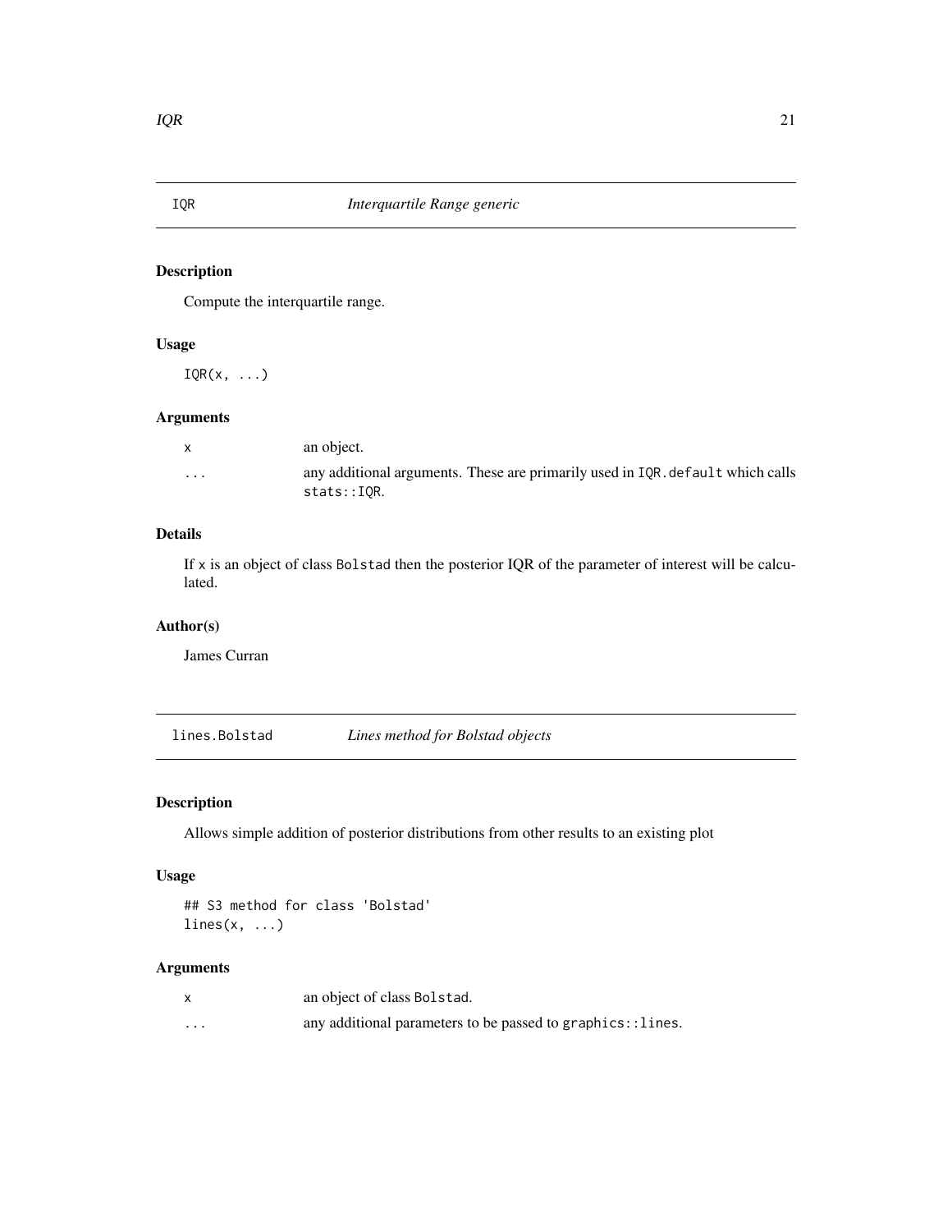## IQR *Interquartile Range generic*

### Description

Compute the interquartile range.

### Usage

```
IQR(x, ...)
```

### Arguments

| | |
|---|---|
| x | an object. |
| ... | any additional arguments. These are primarily used in IQR.default which calls stats::IQR. |

### Details

If x is an object of class Bolstad then the posterior IQR of the parameter of interest will be calculated.

### Author(s)

James Curran

## lines.Bolstad *Lines method for Bolstad objects*

### Description

Allows simple addition of posterior distributions from other results to an existing plot

### Usage

```
## S3 method for class 'Bolstad'
lines(x, ...)
```

### Arguments

| | |
|---|---|
| x | an object of class Bolstad. |
| ... | any additional parameters to be passed to graphics::lines. |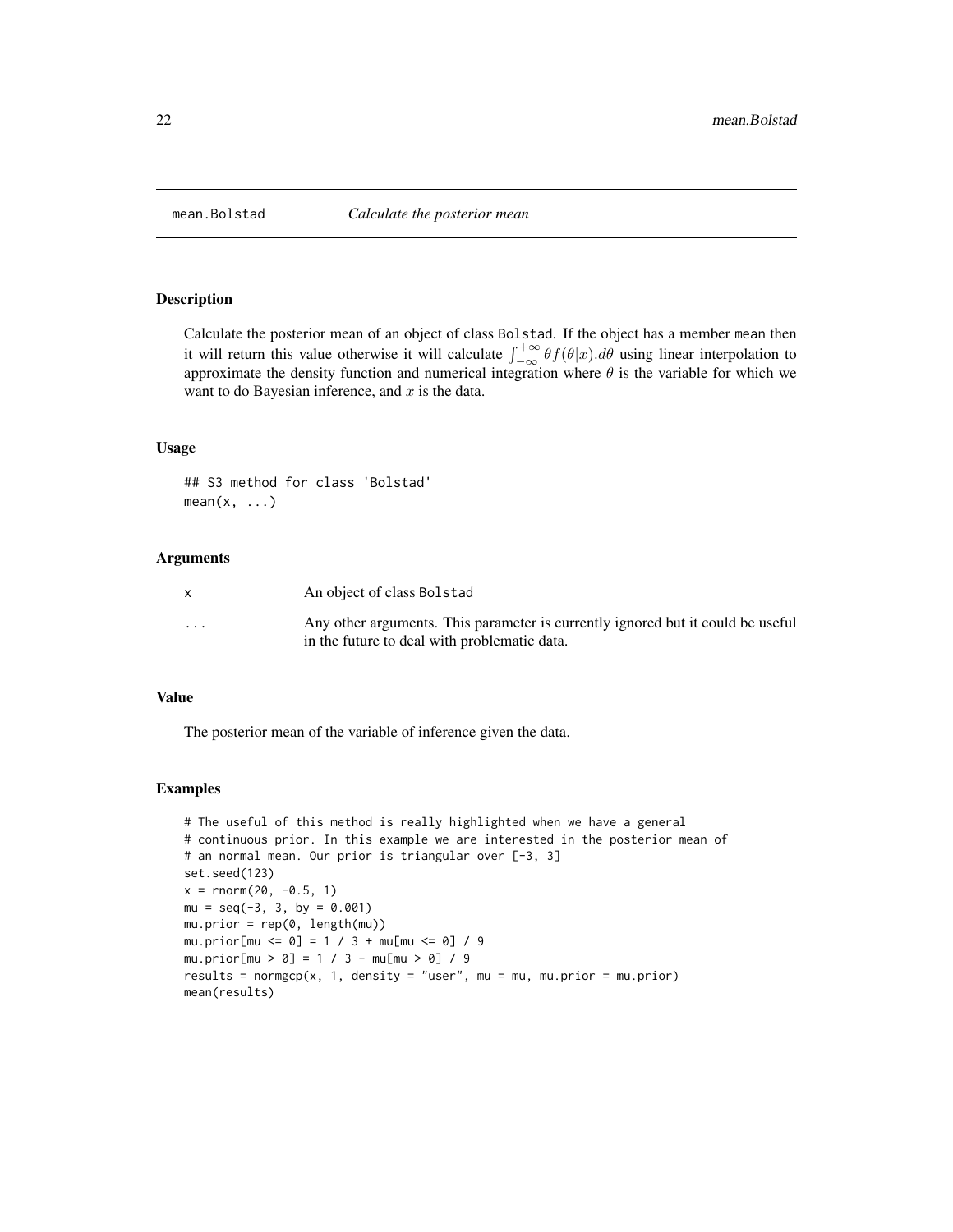# mean.Bolstad *Calculate the posterior mean*

## Description

Calculate the posterior mean of an object of class Bolstad. If the object has a member mean then it will return this value otherwise it will calculate $\int_{-\infty}^{+\infty} \theta f(\theta|x).d\theta$ using linear interpolation to approximate the density function and numerical integration where $\theta$ is the variable for which we want to do Bayesian inference, and $x$ is the data.

## Usage

```
## S3 method for class 'Bolstad'
mean(x, ...)
```

## Arguments

| | |
|---|---|
| x | An object of class Bolstad |
| ... | Any other arguments. This parameter is currently ignored but it could be useful in the future to deal with problematic data. |

## Value

The posterior mean of the variable of inference given the data.

## Examples

```
# The useful of this method is really highlighted when we have a general
# continuous prior. In this example we are interested in the posterior mean of
# an normal mean. Our prior is triangular over [-3, 3]
set.seed(123)
x = rnorm(20, -0.5, 1)
mu = seq(-3, 3, by = 0.001)
mu.prior = rep(0, length(mu))
mu.prior[mu <= 0] = 1 / 3 + mu[mu <= 0] / 9
mu.prior[mu > 0] = 1 / 3 - mu[mu > 0] / 9
results = normgcp(x, 1, density = "user", mu = mu, mu.prior = mu.prior)
mean(results)
```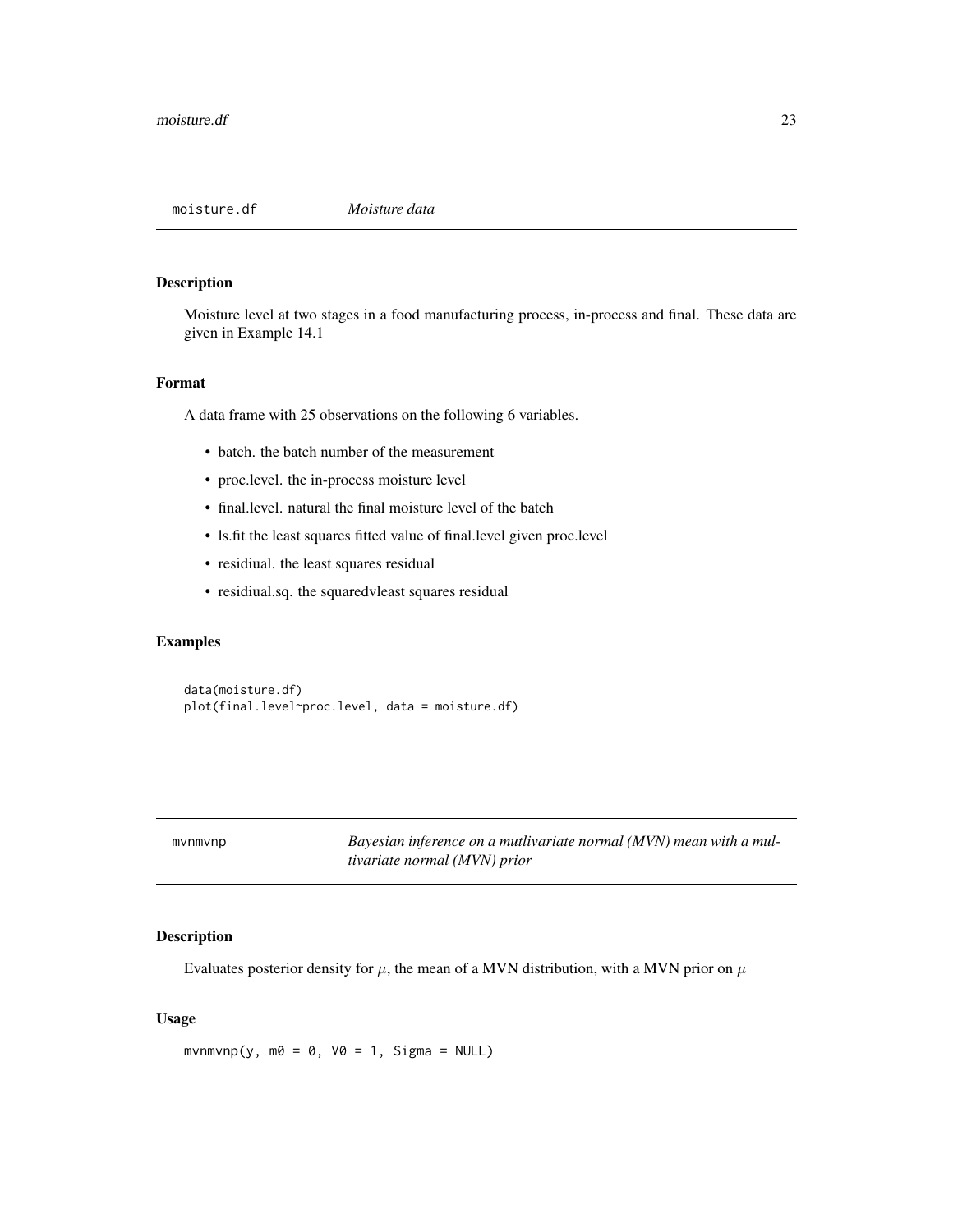## moisture.df *Moisture data*

### Description

Moisture level at two stages in a food manufacturing process, in-process and final. These data are given in Example 14.1

### Format

A data frame with 25 observations on the following 6 variables.

- batch. the batch number of the measurement
- proc.level. the in-process moisture level
- final.level. natural the final moisture level of the batch
- ls.fit the least squares fitted value of final.level given proc.level
- residiual. the least squares residual
- residiual.sq. the squaredvleast squares residual

### Examples

```
data(moisture.df)
plot(final.level~proc.level, data = moisture.df)
```

## mvnmvnp *Bayesian inference on a mutlivariate normal (MVN) mean with a multivariate normal (MVN) prior*

### Description

Evaluates posterior density for $\mu$, the mean of a MVN distribution, with a MVN prior on $\mu$

### Usage

```
mvnmvnp(y, m0 = 0, V0 = 1, Sigma = NULL)
```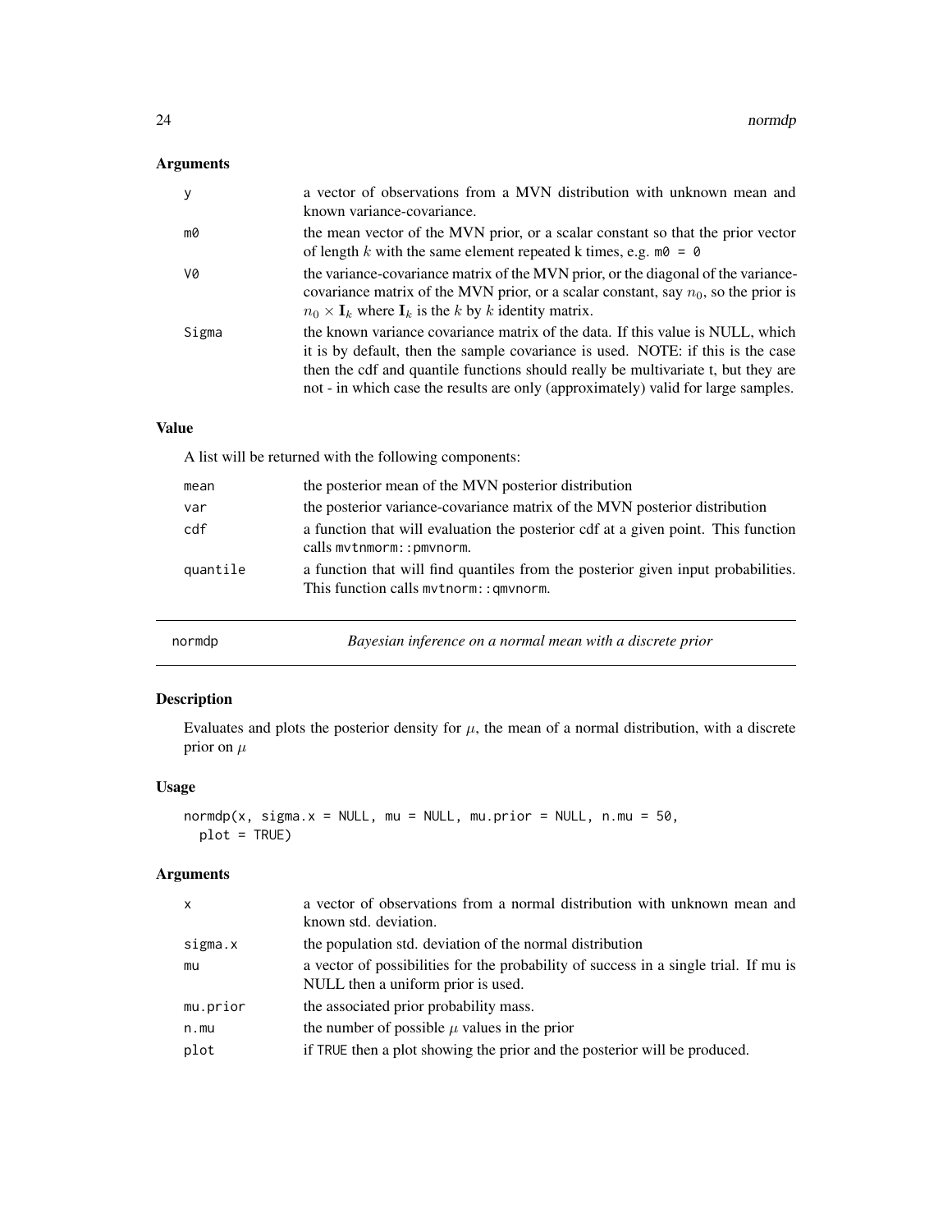### Arguments

| | |
|---|---|
| `y` | a vector of observations from a MVN distribution with unknown mean and known variance-covariance. |
| `m0` | the mean vector of the MVN prior, or a scalar constant so that the prior vector of length $k$ with the same element repeated k times, e.g. `m0 = 0` |
| `V0` | the variance-covariance matrix of the MVN prior, or the diagonal of the variance-covariance matrix of the MVN prior, or a scalar constant, say $n_0$, so the prior is $n_0 \times \mathbf{I}_k$ where $\mathbf{I}_k$ is the $k$ by $k$ identity matrix. |
| `Sigma` | the known variance covariance matrix of the data. If this value is NULL, which it is by default, then the sample covariance is used. NOTE: if this is the case then the cdf and quantile functions should really be multivariate t, but they are not - in which case the results are only (approximately) valid for large samples. |

### Value

A list will be returned with the following components:

| | |
|---|---|
| `mean` | the posterior mean of the MVN posterior distribution |
| `var` | the posterior variance-covariance matrix of the MVN posterior distribution |
| `cdf` | a function that will evaluation the posterior cdf at a given point. This function calls `mvtnmorm::pmvnorm`. |
| `quantile` | a function that will find quantiles from the posterior given input probabilities. This function calls `mvtnorm::qmvnorm`. |

---

## normdp — *Bayesian inference on a normal mean with a discrete prior*

### Description

Evaluates and plots the posterior density for $\mu$, the mean of a normal distribution, with a discrete prior on $\mu$

### Usage

```
normdp(x, sigma.x = NULL, mu = NULL, mu.prior = NULL, n.mu = 50,
  plot = TRUE)
```

### Arguments

| | |
|---|---|
| `x` | a vector of observations from a normal distribution with unknown mean and known std. deviation. |
| `sigma.x` | the population std. deviation of the normal distribution |
| `mu` | a vector of possibilities for the probability of success in a single trial. If mu is NULL then a uniform prior is used. |
| `mu.prior` | the associated prior probability mass. |
| `n.mu` | the number of possible $\mu$ values in the prior |
| `plot` | if `TRUE` then a plot showing the prior and the posterior will be produced. |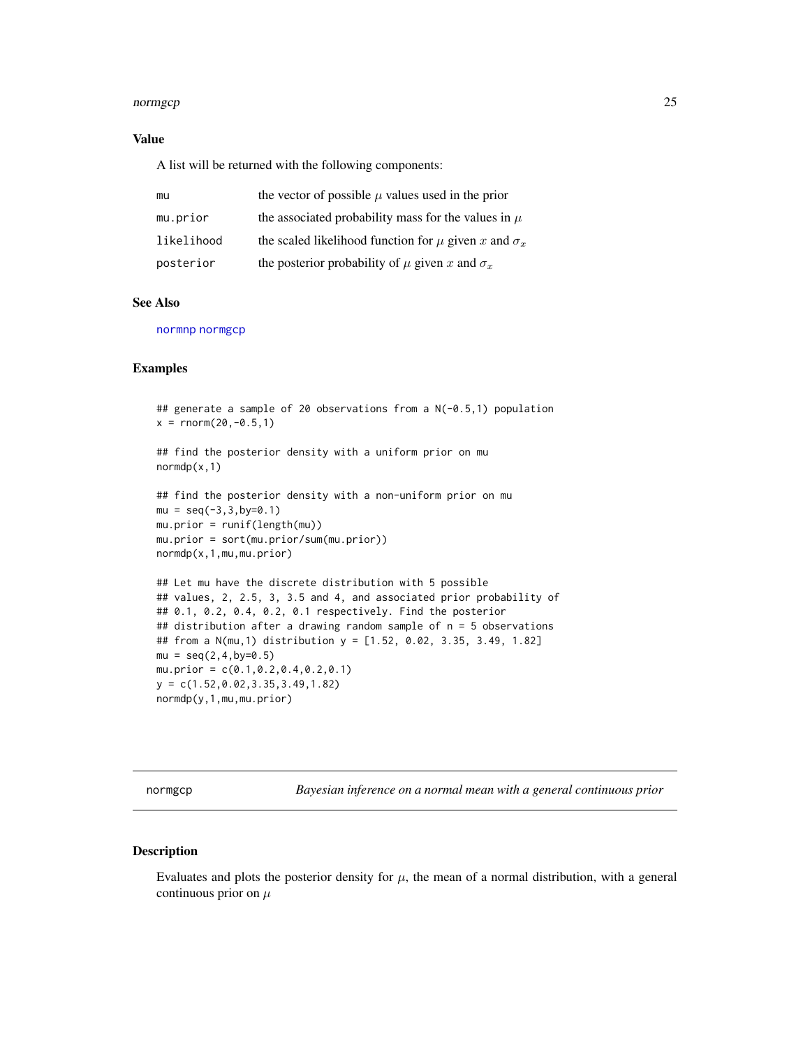### Value

A list will be returned with the following components:

| | |
|---|---|
| mu | the vector of possible $\mu$ values used in the prior |
| mu.prior | the associated probability mass for the values in $\mu$ |
| likelihood | the scaled likelihood function for $\mu$ given $x$ and $\sigma_x$ |
| posterior | the posterior probability of $\mu$ given $x$ and $\sigma_x$ |

### See Also

normnp normgcp

### Examples

```
## generate a sample of 20 observations from a N(-0.5,1) population
x = rnorm(20,-0.5,1)

## find the posterior density with a uniform prior on mu
normdp(x,1)

## find the posterior density with a non-uniform prior on mu
mu = seq(-3,3,by=0.1)
mu.prior = runif(length(mu))
mu.prior = sort(mu.prior/sum(mu.prior))
normdp(x,1,mu,mu.prior)

## Let mu have the discrete distribution with 5 possible
## values, 2, 2.5, 3, 3.5 and 4, and associated prior probability of
## 0.1, 0.2, 0.4, 0.2, 0.1 respectively. Find the posterior
## distribution after a drawing random sample of n = 5 observations
## from a N(mu,1) distribution y = [1.52, 0.02, 3.35, 3.49, 1.82]
mu = seq(2,4,by=0.5)
mu.prior = c(0.1,0.2,0.4,0.2,0.1)
y = c(1.52,0.02,3.35,3.49,1.82)
normdp(y,1,mu,mu.prior)
```

---

## normgcp — *Bayesian inference on a normal mean with a general continuous prior*

### Description

Evaluates and plots the posterior density for $\mu$, the mean of a normal distribution, with a general continuous prior on $\mu$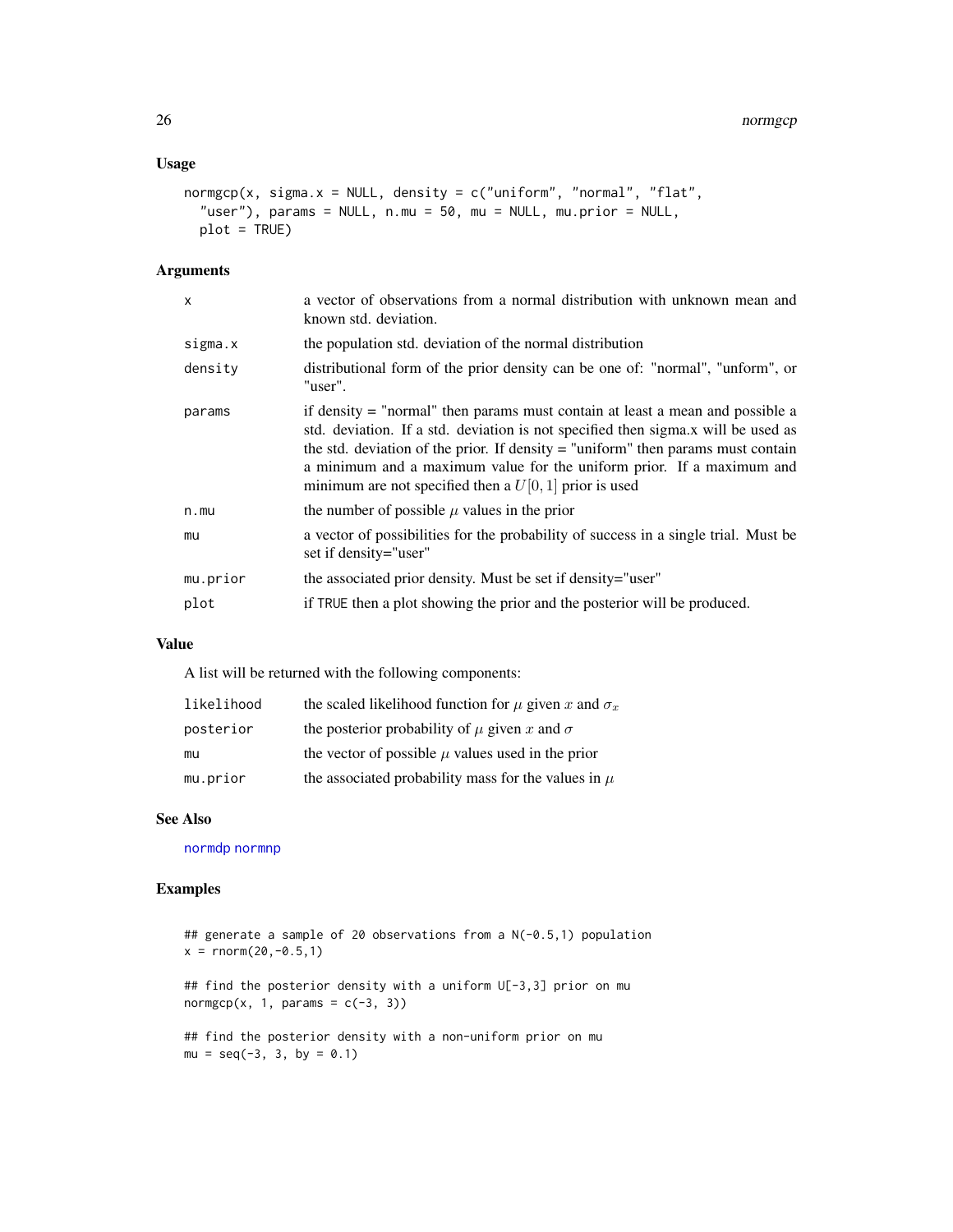## Usage

```
normgcp(x, sigma.x = NULL, density = c("uniform", "normal", "flat",
  "user"), params = NULL, n.mu = 50, mu = NULL, mu.prior = NULL,
  plot = TRUE)
```

## Arguments

| | |
|---|---|
| x | a vector of observations from a normal distribution with unknown mean and known std. deviation. |
| sigma.x | the population std. deviation of the normal distribution |
| density | distributional form of the prior density can be one of: "normal", "unform", or "user". |
| params | if density = "normal" then params must contain at least a mean and possible a std. deviation. If a std. deviation is not specified then sigma.x will be used as the std. deviation of the prior. If density = "uniform" then params must contain a minimum and a maximum value for the uniform prior. If a maximum and minimum are not specified then a $U[0, 1]$ prior is used |
| n.mu | the number of possible $\mu$ values in the prior |
| mu | a vector of possibilities for the probability of success in a single trial. Must be set if density="user" |
| mu.prior | the associated prior density. Must be set if density="user" |
| plot | if TRUE then a plot showing the prior and the posterior will be produced. |

## Value

A list will be returned with the following components:

| | |
|---|---|
| likelihood | the scaled likelihood function for $\mu$ given $x$ and $\sigma_x$ |
| posterior | the posterior probability of $\mu$ given $x$ and $\sigma$ |
| mu | the vector of possible $\mu$ values used in the prior |
| mu.prior | the associated probability mass for the values in $\mu$ |

## See Also

normdp normnp

## Examples

```
## generate a sample of 20 observations from a N(-0.5,1) population
x = rnorm(20,-0.5,1)

## find the posterior density with a uniform U[-3,3] prior on mu
normgcp(x, 1, params = c(-3, 3))

## find the posterior density with a non-uniform prior on mu
mu = seq(-3, 3, by = 0.1)
```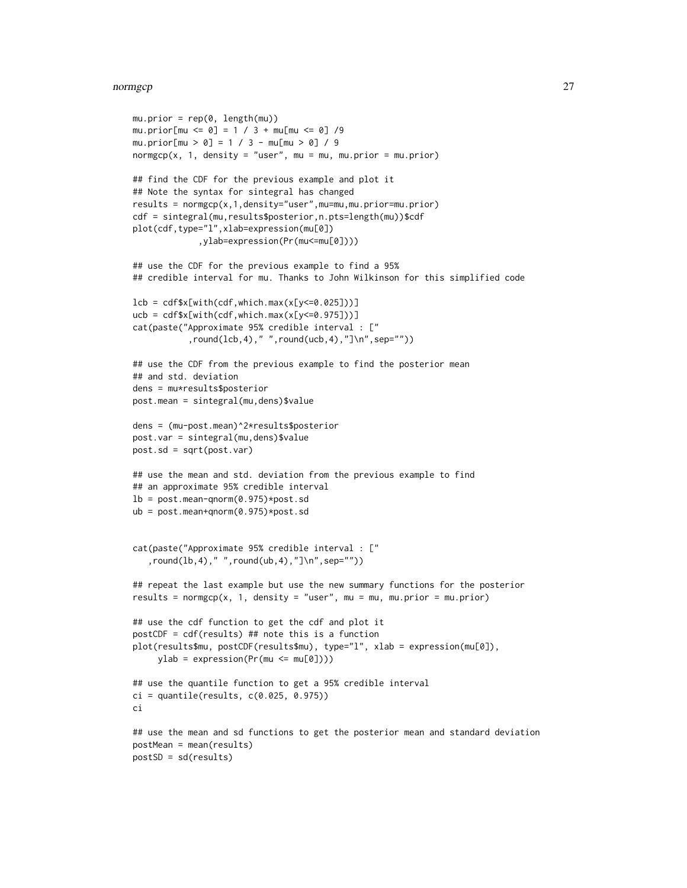```
mu.prior = rep(0, length(mu))
mu.prior[mu <= 0] = 1 / 3 + mu[mu <= 0] /9
mu.prior[mu > 0] = 1 / 3 - mu[mu > 0] / 9
normgcp(x, 1, density = "user", mu = mu, mu.prior = mu.prior)

## find the CDF for the previous example and plot it
## Note the syntax for sintegral has changed
results = normgcp(x,1,density="user",mu=mu,mu.prior=mu.prior)
cdf = sintegral(mu,results$posterior,n.pts=length(mu))$cdf
plot(cdf,type="l",xlab=expression(mu[0])
             ,ylab=expression(Pr(mu<=mu[0])))

## use the CDF for the previous example to find a 95%
## credible interval for mu. Thanks to John Wilkinson for this simplified code

lcb = cdf$x[with(cdf,which.max(x[y<=0.025]))]
ucb = cdf$x[with(cdf,which.max(x[y<=0.975]))]
cat(paste("Approximate 95% credible interval : ["
           ,round(lcb,4)," ",round(ucb,4),"]\n",sep=""))

## use the CDF from the previous example to find the posterior mean
## and std. deviation
dens = mu*results$posterior
post.mean = sintegral(mu,dens)$value

dens = (mu-post.mean)^2*results$posterior
post.var = sintegral(mu,dens)$value
post.sd = sqrt(post.var)

## use the mean and std. deviation from the previous example to find
## an approximate 95% credible interval
lb = post.mean-qnorm(0.975)*post.sd
ub = post.mean+qnorm(0.975)*post.sd


cat(paste("Approximate 95% credible interval : ["
   ,round(lb,4)," ",round(ub,4),"]\n",sep=""))

## repeat the last example but use the new summary functions for the posterior
results = normgcp(x, 1, density = "user", mu = mu, mu.prior = mu.prior)

## use the cdf function to get the cdf and plot it
postCDF = cdf(results) ## note this is a function
plot(results$mu, postCDF(results$mu), type="l", xlab = expression(mu[0]),
     ylab = expression(Pr(mu <= mu[0])))

## use the quantile function to get a 95% credible interval
ci = quantile(results, c(0.025, 0.975))
ci

## use the mean and sd functions to get the posterior mean and standard deviation
postMean = mean(results)
postSD = sd(results)
```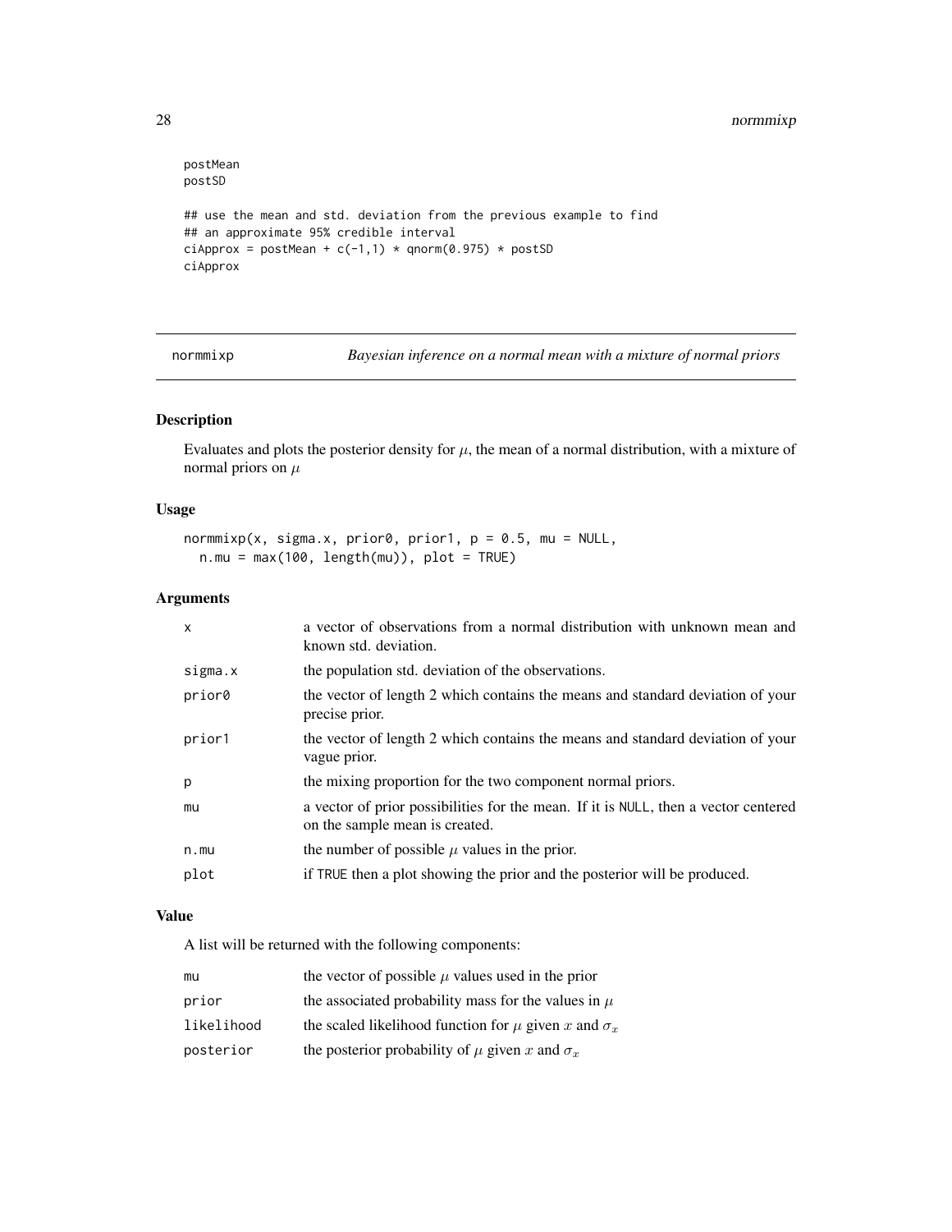```
postMean
postSD

## use the mean and std. deviation from the previous example to find
## an approximate 95% credible interval
ciApprox = postMean + c(-1,1) * qnorm(0.975) * postSD
ciApprox
```

## normmixp — *Bayesian inference on a normal mean with a mixture of normal priors*

### Description

Evaluates and plots the posterior density for $\mu$, the mean of a normal distribution, with a mixture of normal priors on $\mu$

### Usage

```
normmixp(x, sigma.x, prior0, prior1, p = 0.5, mu = NULL,
  n.mu = max(100, length(mu)), plot = TRUE)
```

### Arguments

| | |
|---|---|
| x | a vector of observations from a normal distribution with unknown mean and known std. deviation. |
| sigma.x | the population std. deviation of the observations. |
| prior0 | the vector of length 2 which contains the means and standard deviation of your precise prior. |
| prior1 | the vector of length 2 which contains the means and standard deviation of your vague prior. |
| p | the mixing proportion for the two component normal priors. |
| mu | a vector of prior possibilities for the mean. If it is NULL, then a vector centered on the sample mean is created. |
| n.mu | the number of possible $\mu$ values in the prior. |
| plot | if TRUE then a plot showing the prior and the posterior will be produced. |

### Value

A list will be returned with the following components:

| | |
|---|---|
| mu | the vector of possible $\mu$ values used in the prior |
| prior | the associated probability mass for the values in $\mu$ |
| likelihood | the scaled likelihood function for $\mu$ given $x$ and $\sigma_x$ |
| posterior | the posterior probability of $\mu$ given $x$ and $\sigma_x$ |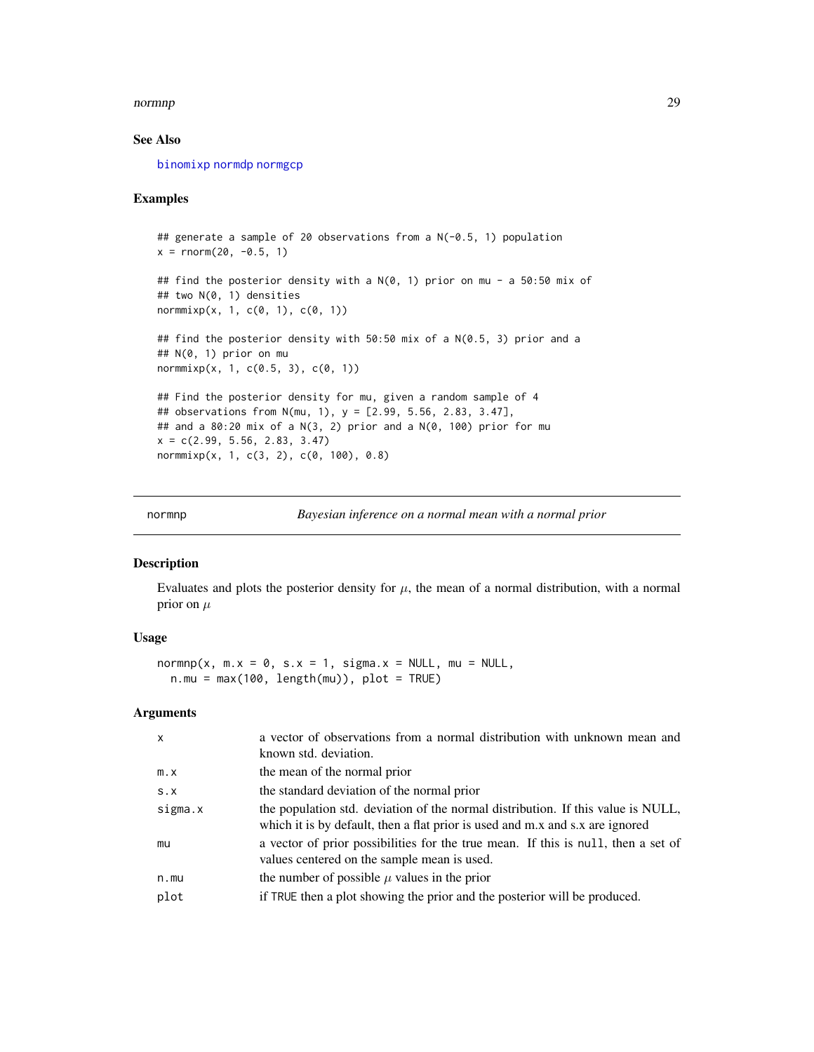### See Also

binomixp normdp normgcp

### Examples

```
## generate a sample of 20 observations from a N(-0.5, 1) population
x = rnorm(20, -0.5, 1)

## find the posterior density with a N(0, 1) prior on mu - a 50:50 mix of
## two N(0, 1) densities
normmixp(x, 1, c(0, 1), c(0, 1))

## find the posterior density with 50:50 mix of a N(0.5, 3) prior and a
## N(0, 1) prior on mu
normmixp(x, 1, c(0.5, 3), c(0, 1))

## Find the posterior density for mu, given a random sample of 4
## observations from N(mu, 1), y = [2.99, 5.56, 2.83, 3.47],
## and a 80:20 mix of a N(3, 2) prior and a N(0, 100) prior for mu
x = c(2.99, 5.56, 2.83, 3.47)
normmixp(x, 1, c(3, 2), c(0, 100), 0.8)
```

---

## normnp — *Bayesian inference on a normal mean with a normal prior*

### Description

Evaluates and plots the posterior density for $\mu$, the mean of a normal distribution, with a normal prior on $\mu$

### Usage

```
normnp(x, m.x = 0, s.x = 1, sigma.x = NULL, mu = NULL,
  n.mu = max(100, length(mu)), plot = TRUE)
```

### Arguments

| | |
|---|---|
| x | a vector of observations from a normal distribution with unknown mean and known std. deviation. |
| m.x | the mean of the normal prior |
| s.x | the standard deviation of the normal prior |
| sigma.x | the population std. deviation of the normal distribution. If this value is NULL, which it is by default, then a flat prior is used and m.x and s.x are ignored |
| mu | a vector of prior possibilities for the true mean. If this is null, then a set of values centered on the sample mean is used. |
| n.mu | the number of possible $\mu$ values in the prior |
| plot | if TRUE then a plot showing the prior and the posterior will be produced. |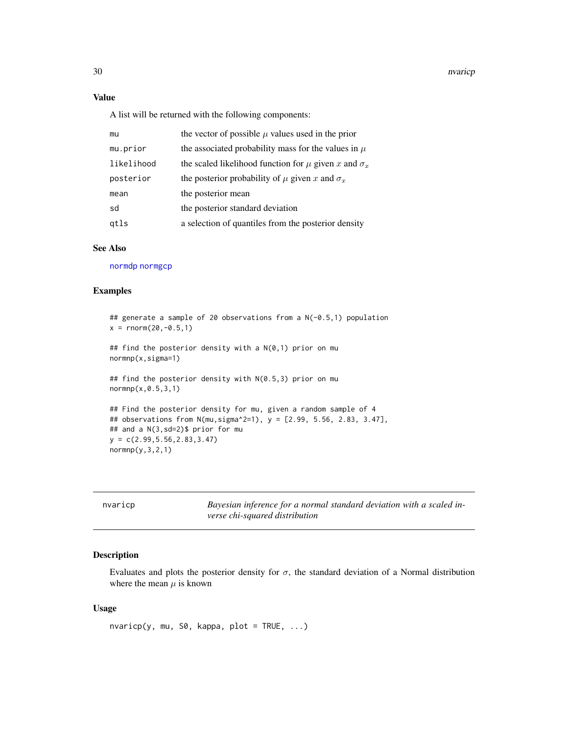### Value

A list will be returned with the following components:

| | |
|---|---|
| mu | the vector of possible $\mu$ values used in the prior |
| mu.prior | the associated probability mass for the values in $\mu$ |
| likelihood | the scaled likelihood function for $\mu$ given $x$ and $\sigma_x$ |
| posterior | the posterior probability of $\mu$ given $x$ and $\sigma_x$ |
| mean | the posterior mean |
| sd | the posterior standard deviation |
| qtls | a selection of quantiles from the posterior density |

### See Also

normdp normgcp

### Examples

```
## generate a sample of 20 observations from a N(-0.5,1) population
x = rnorm(20,-0.5,1)

## find the posterior density with a N(0,1) prior on mu
normnp(x,sigma=1)

## find the posterior density with N(0.5,3) prior on mu
normnp(x,0.5,3,1)

## Find the posterior density for mu, given a random sample of 4
## observations from N(mu,sigma^2=1), y = [2.99, 5.56, 2.83, 3.47],
## and a N(3,sd=2)$ prior for mu
y = c(2.99,5.56,2.83,3.47)
normnp(y,3,2,1)
```

---

## nvaricp — *Bayesian inference for a normal standard deviation with a scaled inverse chi-squared distribution*

### Description

Evaluates and plots the posterior density for $\sigma$, the standard deviation of a Normal distribution where the mean $\mu$ is known

### Usage

```
nvaricp(y, mu, S0, kappa, plot = TRUE, ...)
```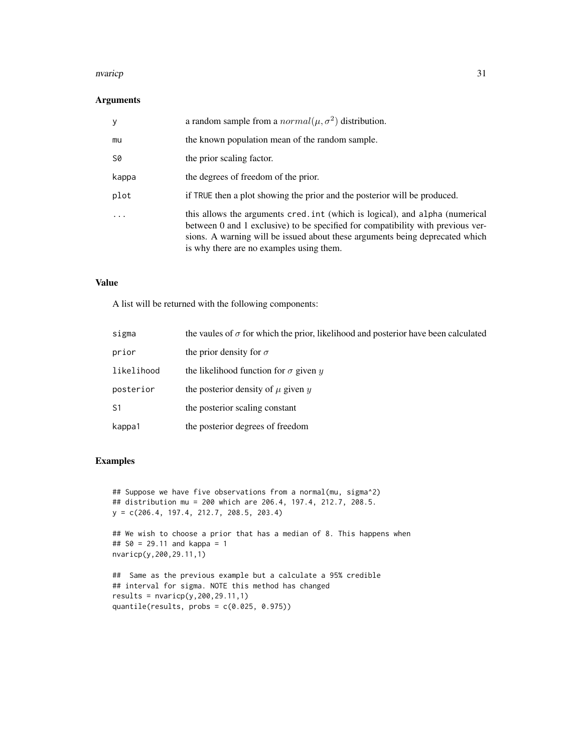## Arguments

| | |
|---|---|
| y | a random sample from a $normal(\mu, \sigma^2)$ distribution. |
| mu | the known population mean of the random sample. |
| S0 | the prior scaling factor. |
| kappa | the degrees of freedom of the prior. |
| plot | if TRUE then a plot showing the prior and the posterior will be produced. |
| ... | this allows the arguments cred.int (which is logical), and alpha (numerical between 0 and 1 exclusive) to be specified for compatibility with previous versions. A warning will be issued about these arguments being deprecated which is why there are no examples using them. |

## Value

A list will be returned with the following components:

| | |
|---|---|
| sigma | the vaules of $\sigma$ for which the prior, likelihood and posterior have been calculated |
| prior | the prior density for $\sigma$ |
| likelihood | the likelihood function for $\sigma$ given $y$ |
| posterior | the posterior density of $\mu$ given $y$ |
| S1 | the posterior scaling constant |
| kappa1 | the posterior degrees of freedom |

## Examples

```
## Suppose we have five observations from a normal(mu, sigma^2)
## distribution mu = 200 which are 206.4, 197.4, 212.7, 208.5.
y = c(206.4, 197.4, 212.7, 208.5, 203.4)

## We wish to choose a prior that has a median of 8. This happens when
## S0 = 29.11 and kappa = 1
nvaricp(y,200,29.11,1)

##  Same as the previous example but a calculate a 95% credible
## interval for sigma. NOTE this method has changed
results = nvaricp(y,200,29.11,1)
quantile(results, probs = c(0.025, 0.975))
```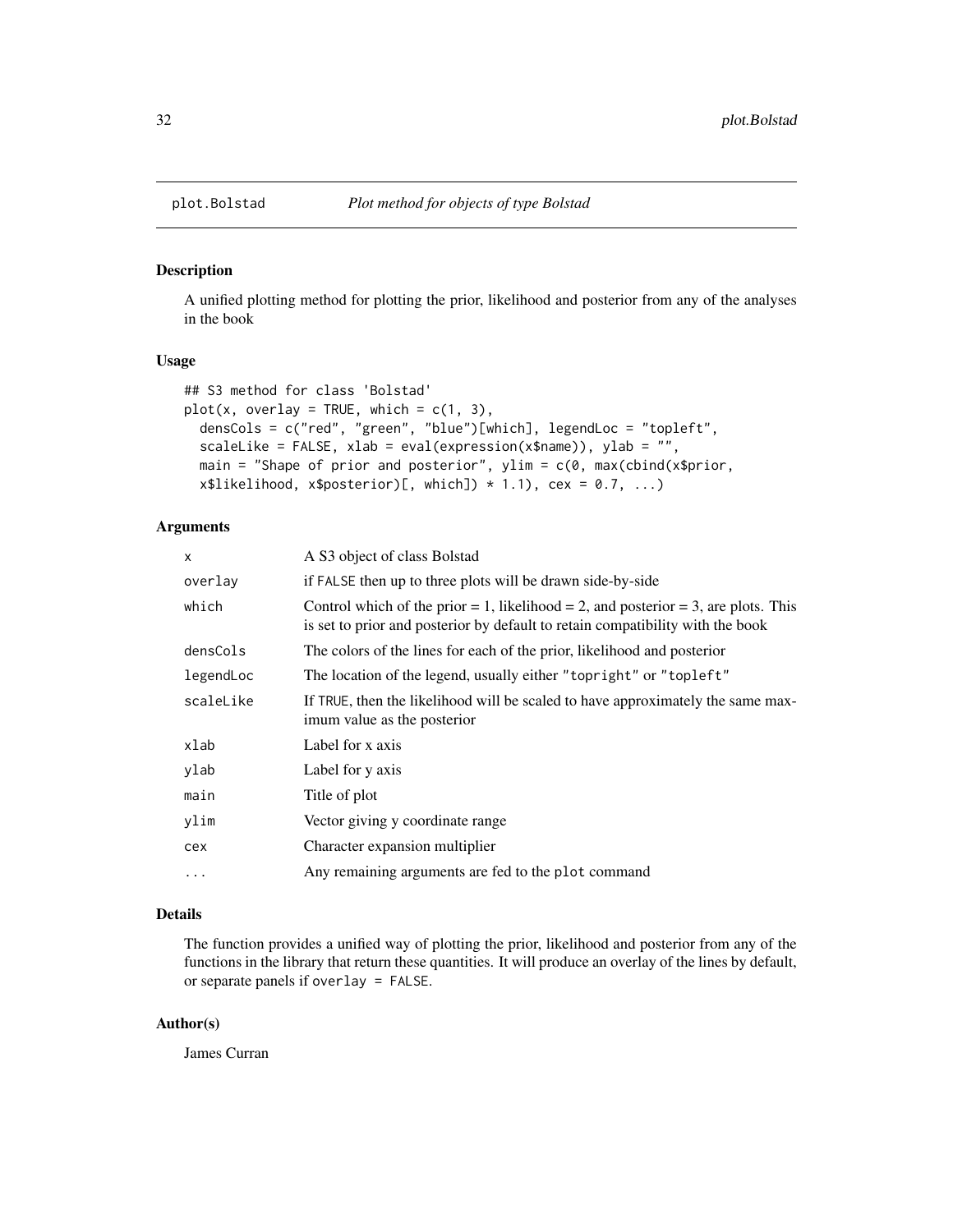## plot.Bolstad *Plot method for objects of type Bolstad*

### Description

A unified plotting method for plotting the prior, likelihood and posterior from any of the analyses in the book

### Usage

```
## S3 method for class 'Bolstad'
plot(x, overlay = TRUE, which = c(1, 3),
  densCols = c("red", "green", "blue")[which], legendLoc = "topleft",
  scaleLike = FALSE, xlab = eval(expression(x$name)), ylab = "",
  main = "Shape of prior and posterior", ylim = c(0, max(cbind(x$prior,
  x$likelihood, x$posterior)[, which]) * 1.1), cex = 0.7, ...)
```

### Arguments

| | |
|---|---|
| `x` | A S3 object of class Bolstad |
| `overlay` | if `FALSE` then up to three plots will be drawn side-by-side |
| `which` | Control which of the prior = 1, likelihood = 2, and posterior = 3, are plots. This is set to prior and posterior by default to retain compatibility with the book |
| `densCols` | The colors of the lines for each of the prior, likelihood and posterior |
| `legendLoc` | The location of the legend, usually either `"topright"` or `"topleft"` |
| `scaleLike` | If `TRUE`, then the likelihood will be scaled to have approximately the same maximum value as the posterior |
| `xlab` | Label for x axis |
| `ylab` | Label for y axis |
| `main` | Title of plot |
| `ylim` | Vector giving y coordinate range |
| `cex` | Character expansion multiplier |
| `...` | Any remaining arguments are fed to the `plot` command |

### Details

The function provides a unified way of plotting the prior, likelihood and posterior from any of the functions in the library that return these quantities. It will produce an overlay of the lines by default, or separate panels if `overlay = FALSE`.

### Author(s)

James Curran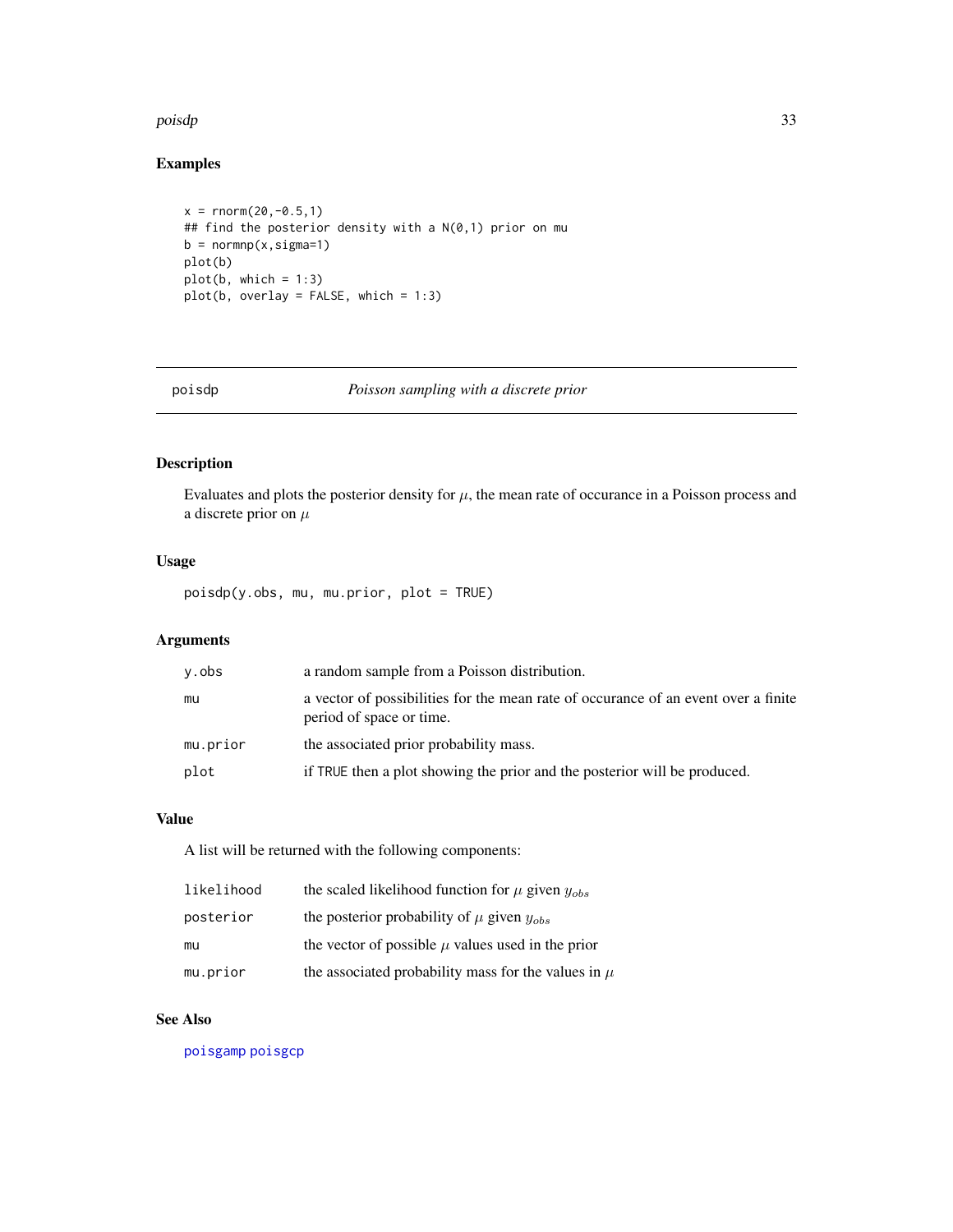## Examples

```
x = rnorm(20,-0.5,1)
## find the posterior density with a N(0,1) prior on mu
b = normnp(x,sigma=1)
plot(b)
plot(b, which = 1:3)
plot(b, overlay = FALSE, which = 1:3)
```

---

# poisdp *Poisson sampling with a discrete prior*

---

## Description

Evaluates and plots the posterior density for $\mu$, the mean rate of occurance in a Poisson process and a discrete prior on $\mu$

## Usage

```
poisdp(y.obs, mu, mu.prior, plot = TRUE)
```

## Arguments

| | |
|---|---|
| y.obs | a random sample from a Poisson distribution. |
| mu | a vector of possibilities for the mean rate of occurance of an event over a finite period of space or time. |
| mu.prior | the associated prior probability mass. |
| plot | if TRUE then a plot showing the prior and the posterior will be produced. |

## Value

A list will be returned with the following components:

| | |
|---|---|
| likelihood | the scaled likelihood function for $\mu$ given $y_{obs}$ |
| posterior | the posterior probability of $\mu$ given $y_{obs}$ |
| mu | the vector of possible $\mu$ values used in the prior |
| mu.prior | the associated probability mass for the values in $\mu$ |

## See Also

poisgamp poisgcp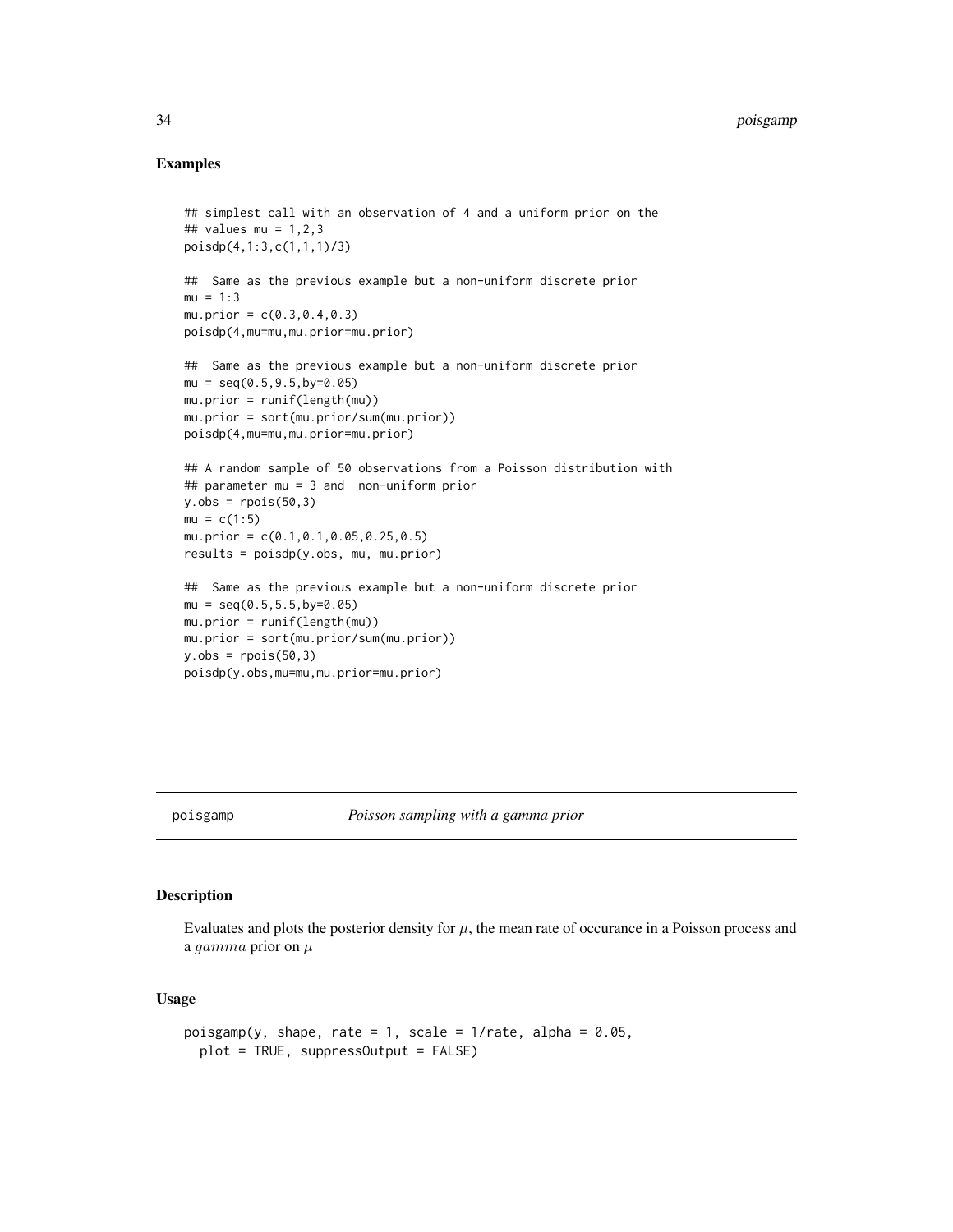### Examples

```
## simplest call with an observation of 4 and a uniform prior on the
## values mu = 1,2,3
poisdp(4,1:3,c(1,1,1)/3)

##  Same as the previous example but a non-uniform discrete prior
mu = 1:3
mu.prior = c(0.3,0.4,0.3)
poisdp(4,mu=mu,mu.prior=mu.prior)

##  Same as the previous example but a non-uniform discrete prior
mu = seq(0.5,9.5,by=0.05)
mu.prior = runif(length(mu))
mu.prior = sort(mu.prior/sum(mu.prior))
poisdp(4,mu=mu,mu.prior=mu.prior)

## A random sample of 50 observations from a Poisson distribution with
## parameter mu = 3 and  non-uniform prior
y.obs = rpois(50,3)
mu = c(1:5)
mu.prior = c(0.1,0.1,0.05,0.25,0.5)
results = poisdp(y.obs, mu, mu.prior)

##  Same as the previous example but a non-uniform discrete prior
mu = seq(0.5,5.5,by=0.05)
mu.prior = runif(length(mu))
mu.prior = sort(mu.prior/sum(mu.prior))
y.obs = rpois(50,3)
poisdp(y.obs,mu=mu,mu.prior=mu.prior)
```

---

## poisgamp *Poisson sampling with a gamma prior*

---

### Description

Evaluates and plots the posterior density for $\mu$, the mean rate of occurance in a Poisson process and a $gamma$ prior on $\mu$

### Usage

```
poisgamp(y, shape, rate = 1, scale = 1/rate, alpha = 0.05,
  plot = TRUE, suppressOutput = FALSE)
```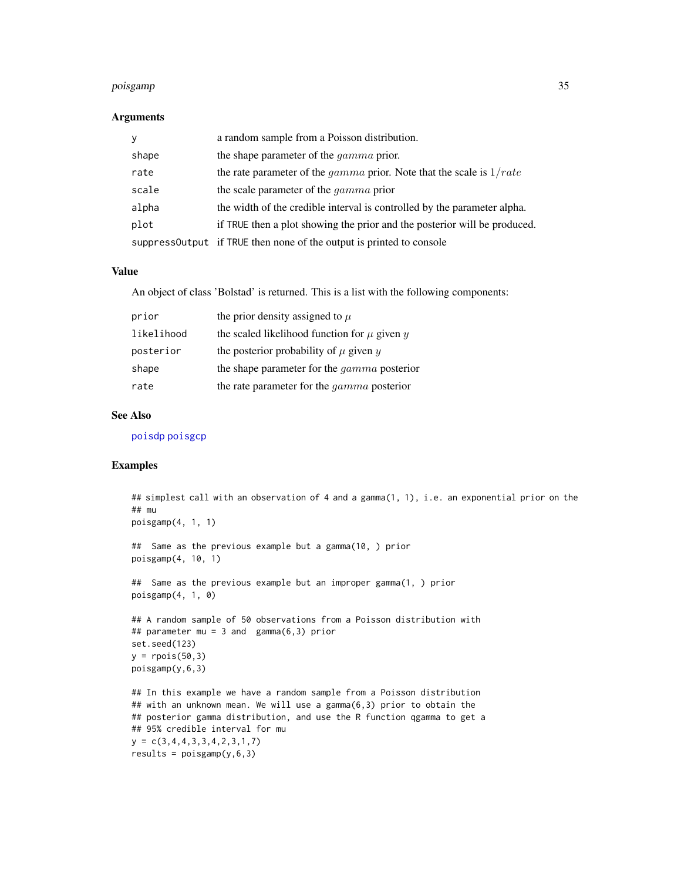### Arguments

| | |
|---|---|
| y | a random sample from a Poisson distribution. |
| shape | the shape parameter of the $gamma$ prior. |
| rate | the rate parameter of the $gamma$ prior. Note that the scale is $1/rate$ |
| scale | the scale parameter of the $gamma$ prior |
| alpha | the width of the credible interval is controlled by the parameter alpha. |
| plot | if TRUE then a plot showing the prior and the posterior will be produced. |
| suppressOutput | if TRUE then none of the output is printed to console |

### Value

An object of class 'Bolstad' is returned. This is a list with the following components:

| | |
|---|---|
| prior | the prior density assigned to $\mu$ |
| likelihood | the scaled likelihood function for $\mu$ given $y$ |
| posterior | the posterior probability of $\mu$ given $y$ |
| shape | the shape parameter for the $gamma$ posterior |
| rate | the rate parameter for the $gamma$ posterior |

### See Also

poisdp poisgcp

### Examples

```
## simplest call with an observation of 4 and a gamma(1, 1), i.e. an exponential prior on the
## mu
poisgamp(4, 1, 1)

##  Same as the previous example but a gamma(10, ) prior
poisgamp(4, 10, 1)

##  Same as the previous example but an improper gamma(1, ) prior
poisgamp(4, 1, 0)

## A random sample of 50 observations from a Poisson distribution with
## parameter mu = 3 and  gamma(6,3) prior
set.seed(123)
y = rpois(50,3)
poisgamp(y,6,3)

## In this example we have a random sample from a Poisson distribution
## with an unknown mean. We will use a gamma(6,3) prior to obtain the
## posterior gamma distribution, and use the R function qgamma to get a
## 95% credible interval for mu
y = c(3,4,4,3,3,4,2,3,1,7)
results = poisgamp(y,6,3)
```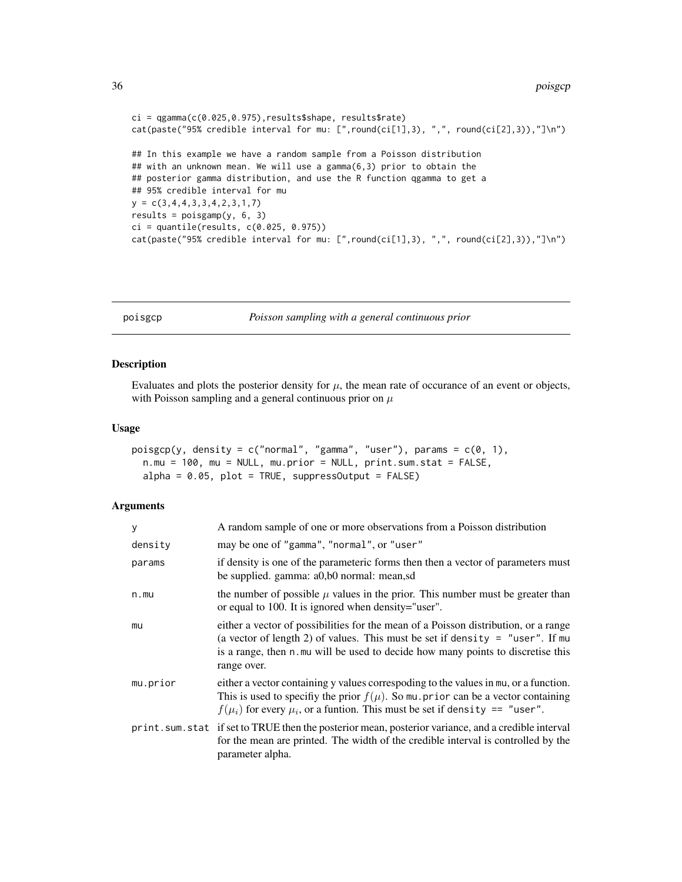```
ci = qgamma(c(0.025,0.975),results$shape, results$rate)
cat(paste("95% credible interval for mu: [",round(ci[1],3), ",", round(ci[2],3)),"]\n")

## In this example we have a random sample from a Poisson distribution
## with an unknown mean. We will use a gamma(6,3) prior to obtain the
## posterior gamma distribution, and use the R function qgamma to get a
## 95% credible interval for mu
y = c(3,4,4,3,3,4,2,3,1,7)
results = poisgamp(y, 6, 3)
ci = quantile(results, c(0.025, 0.975))
cat(paste("95% credible interval for mu: [",round(ci[1],3), ",", round(ci[2],3)),"]\n")
```

---

## poisgcp — *Poisson sampling with a general continuous prior*

---

### Description

Evaluates and plots the posterior density for $\mu$, the mean rate of occurance of an event or objects, with Poisson sampling and a general continuous prior on $\mu$

### Usage

```
poisgcp(y, density = c("normal", "gamma", "user"), params = c(0, 1),
  n.mu = 100, mu = NULL, mu.prior = NULL, print.sum.stat = FALSE,
  alpha = 0.05, plot = TRUE, suppressOutput = FALSE)
```

### Arguments

| | |
|---|---|
| y | A random sample of one or more observations from a Poisson distribution |
| density | may be one of "gamma", "normal", or "user" |
| params | if density is one of the parameteric forms then then a vector of parameters must be supplied. gamma: a0,b0 normal: mean,sd |
| n.mu | the number of possible $\mu$ values in the prior. This number must be greater than or equal to 100. It is ignored when density="user". |
| mu | either a vector of possibilities for the mean of a Poisson distribution, or a range (a vector of length 2) of values. This must be set if `density = "user"`. If `mu` is a range, then `n.mu` will be used to decide how many points to discretise this range over. |
| mu.prior | either a vector containing y values correspoding to the values in `mu`, or a function. This is used to specifiy the prior $f(\mu)$. So `mu.prior` can be a vector containing $f(\mu_i)$ for every $\mu_i$, or a funtion. This must be set if `density == "user"`. |
| print.sum.stat | if set to TRUE then the posterior mean, posterior variance, and a credible interval for the mean are printed. The width of the credible interval is controlled by the parameter alpha. |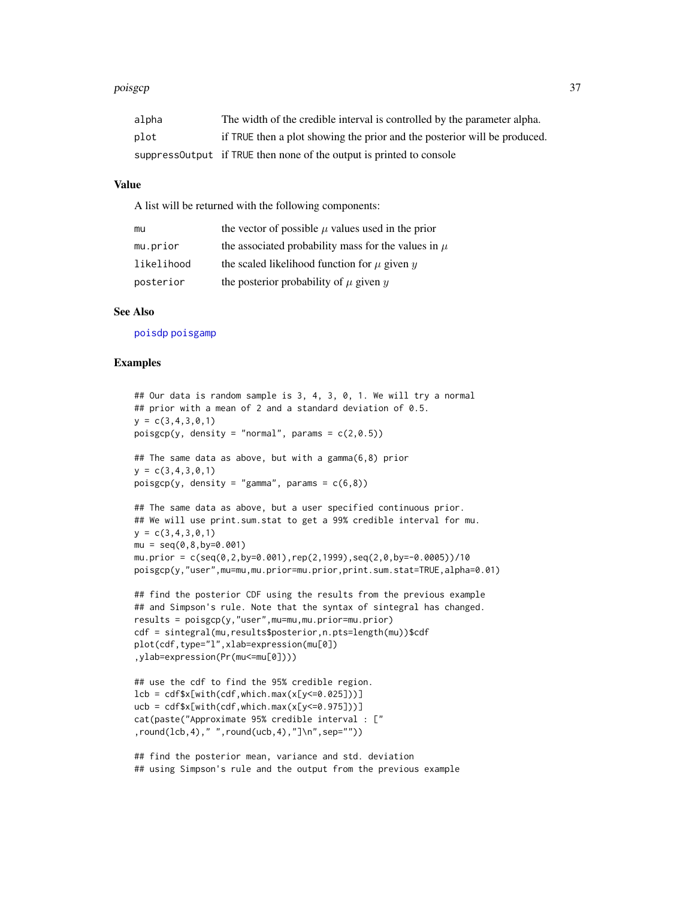| | |
|---|---|
| alpha | The width of the credible interval is controlled by the parameter alpha. |
| plot | if TRUE then a plot showing the prior and the posterior will be produced. |
| suppressOutput | if TRUE then none of the output is printed to console |

### Value

A list will be returned with the following components:

| | |
|---|---|
| mu | the vector of possible $\mu$ values used in the prior |
| mu.prior | the associated probability mass for the values in $\mu$ |
| likelihood | the scaled likelihood function for $\mu$ given $y$ |
| posterior | the posterior probability of $\mu$ given $y$ |

### See Also

poisdp poisgamp

### Examples

```
## Our data is random sample is 3, 4, 3, 0, 1. We will try a normal
## prior with a mean of 2 and a standard deviation of 0.5.
y = c(3,4,3,0,1)
poisgcp(y, density = "normal", params = c(2,0.5))

## The same data as above, but with a gamma(6,8) prior
y = c(3,4,3,0,1)
poisgcp(y, density = "gamma", params = c(6,8))

## The same data as above, but a user specified continuous prior.
## We will use print.sum.stat to get a 99% credible interval for mu.
y = c(3,4,3,0,1)
mu = seq(0,8,by=0.001)
mu.prior = c(seq(0,2,by=0.001),rep(2,1999),seq(2,0,by=-0.0005))/10
poisgcp(y,"user",mu=mu,mu.prior=mu.prior,print.sum.stat=TRUE,alpha=0.01)

## find the posterior CDF using the results from the previous example
## and Simpson's rule. Note that the syntax of sintegral has changed.
results = poisgcp(y,"user",mu=mu,mu.prior=mu.prior)
cdf = sintegral(mu,results$posterior,n.pts=length(mu))$cdf
plot(cdf,type="l",xlab=expression(mu[0])
,ylab=expression(Pr(mu<=mu[0])))

## use the cdf to find the 95% credible region.
lcb = cdf$x[with(cdf,which.max(x[y<=0.025]))]
ucb = cdf$x[with(cdf,which.max(x[y<=0.975]))]
cat(paste("Approximate 95% credible interval : ["
,round(lcb,4)," ",round(ucb,4),"]\n",sep=""))

## find the posterior mean, variance and std. deviation
## using Simpson's rule and the output from the previous example
```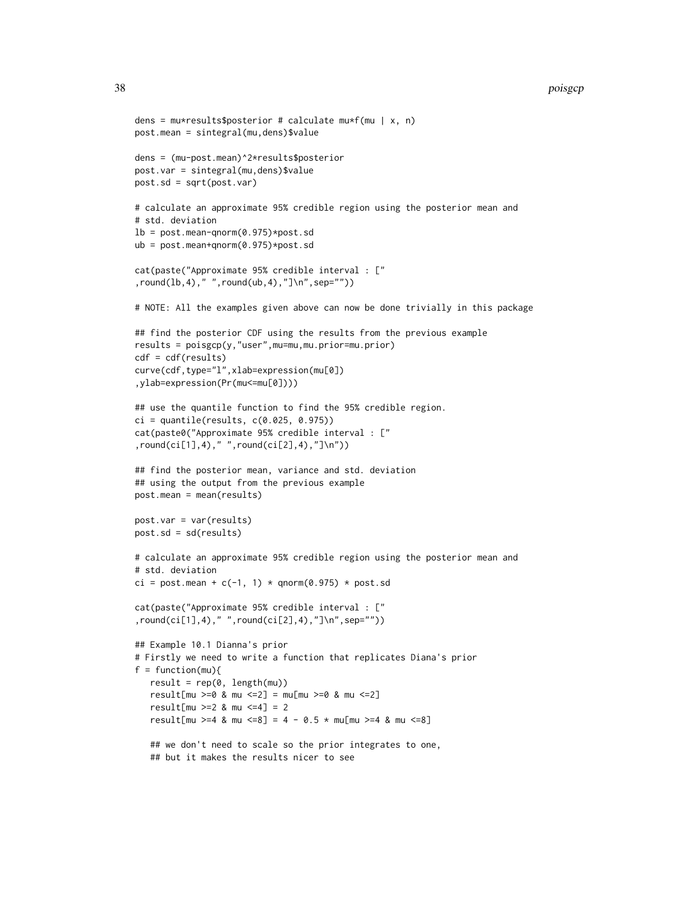```
dens = mu*results$posterior # calculate mu*f(mu | x, n)
post.mean = sintegral(mu,dens)$value

dens = (mu-post.mean)^2*results$posterior
post.var = sintegral(mu,dens)$value
post.sd = sqrt(post.var)

# calculate an approximate 95% credible region using the posterior mean and
# std. deviation
lb = post.mean-qnorm(0.975)*post.sd
ub = post.mean+qnorm(0.975)*post.sd

cat(paste("Approximate 95% credible interval : ["
,round(lb,4)," ",round(ub,4),"]\n",sep=""))

# NOTE: All the examples given above can now be done trivially in this package

## find the posterior CDF using the results from the previous example
results = poisgcp(y,"user",mu=mu,mu.prior=mu.prior)
cdf = cdf(results)
curve(cdf,type="l",xlab=expression(mu[0])
,ylab=expression(Pr(mu<=mu[0])))

## use the quantile function to find the 95% credible region.
ci = quantile(results, c(0.025, 0.975))
cat(paste0("Approximate 95% credible interval : ["
,round(ci[1],4)," ",round(ci[2],4),"]\n"))

## find the posterior mean, variance and std. deviation
## using the output from the previous example
post.mean = mean(results)

post.var = var(results)
post.sd = sd(results)

# calculate an approximate 95% credible region using the posterior mean and
# std. deviation
ci = post.mean + c(-1, 1) * qnorm(0.975) * post.sd

cat(paste("Approximate 95% credible interval : ["
,round(ci[1],4)," ",round(ci[2],4),"]\n",sep=""))

## Example 10.1 Dianna's prior
# Firstly we need to write a function that replicates Diana's prior
f = function(mu){
   result = rep(0, length(mu))
   result[mu >=0 & mu <=2] = mu[mu >=0 & mu <=2]
   result[mu >=2 & mu <=4] = 2
   result[mu >=4 & mu <=8] = 4 - 0.5 * mu[mu >=4 & mu <=8]

   ## we don't need to scale so the prior integrates to one,
   ## but it makes the results nicer to see
```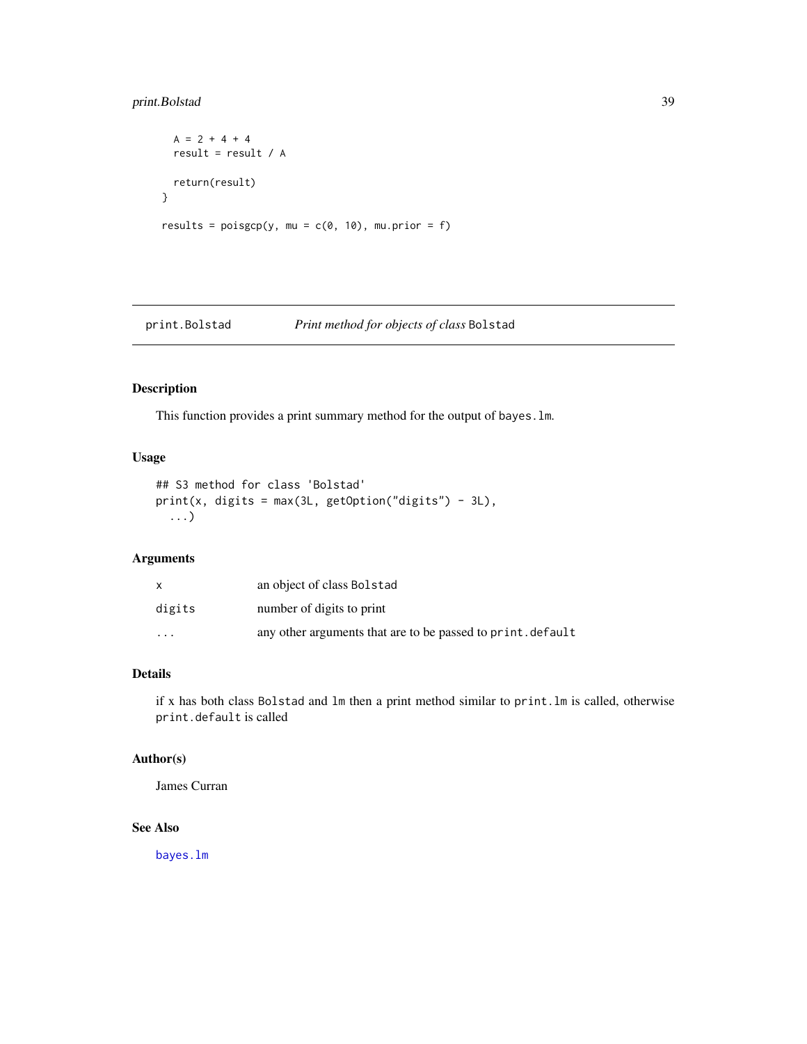```
  A = 2 + 4 + 4
  result = result / A

  return(result)
}

results = poisgcp(y, mu = c(0, 10), mu.prior = f)
```

## print.Bolstad — *Print method for objects of class* `Bolstad`

### Description

This function provides a print summary method for the output of `bayes.lm`.

### Usage

```
## S3 method for class 'Bolstad'
print(x, digits = max(3L, getOption("digits") - 3L),
  ...)
```

### Arguments

| | |
|---|---|
| `x` | an object of class `Bolstad` |
| `digits` | number of digits to print |
| `...` | any other arguments that are to be passed to `print.default` |

### Details

if x has both class `Bolstad` and `lm` then a print method similar to `print.lm` is called, otherwise `print.default` is called

### Author(s)

James Curran

### See Also

`bayes.lm`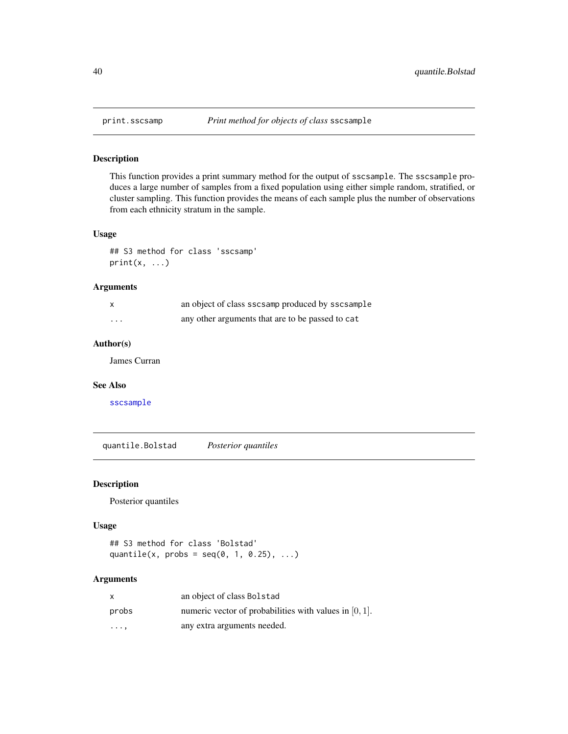## print.sscsamp *Print method for objects of class* `sscsample`

### Description

This function provides a print summary method for the output of `sscsample`. The `sscsample` produces a large number of samples from a fixed population using either simple random, stratified, or cluster sampling. This function provides the means of each sample plus the number of observations from each ethnicity stratum in the sample.

### Usage

```
## S3 method for class 'sscsamp'
print(x, ...)
```

### Arguments

| | |
|---|---|
| `x` | an object of class `sscsamp` produced by `sscsample` |
| `...` | any other arguments that are to be passed to `cat` |

### Author(s)

James Curran

### See Also

`sscsample`

## quantile.Bolstad *Posterior quantiles*

### Description

Posterior quantiles

### Usage

```
## S3 method for class 'Bolstad'
quantile(x, probs = seq(0, 1, 0.25), ...)
```

### Arguments

| | |
|---|---|
| `x` | an object of class `Bolstad` |
| `probs` | numeric vector of probabilities with values in $[0, 1]$. |
| `...,` | any extra arguments needed. |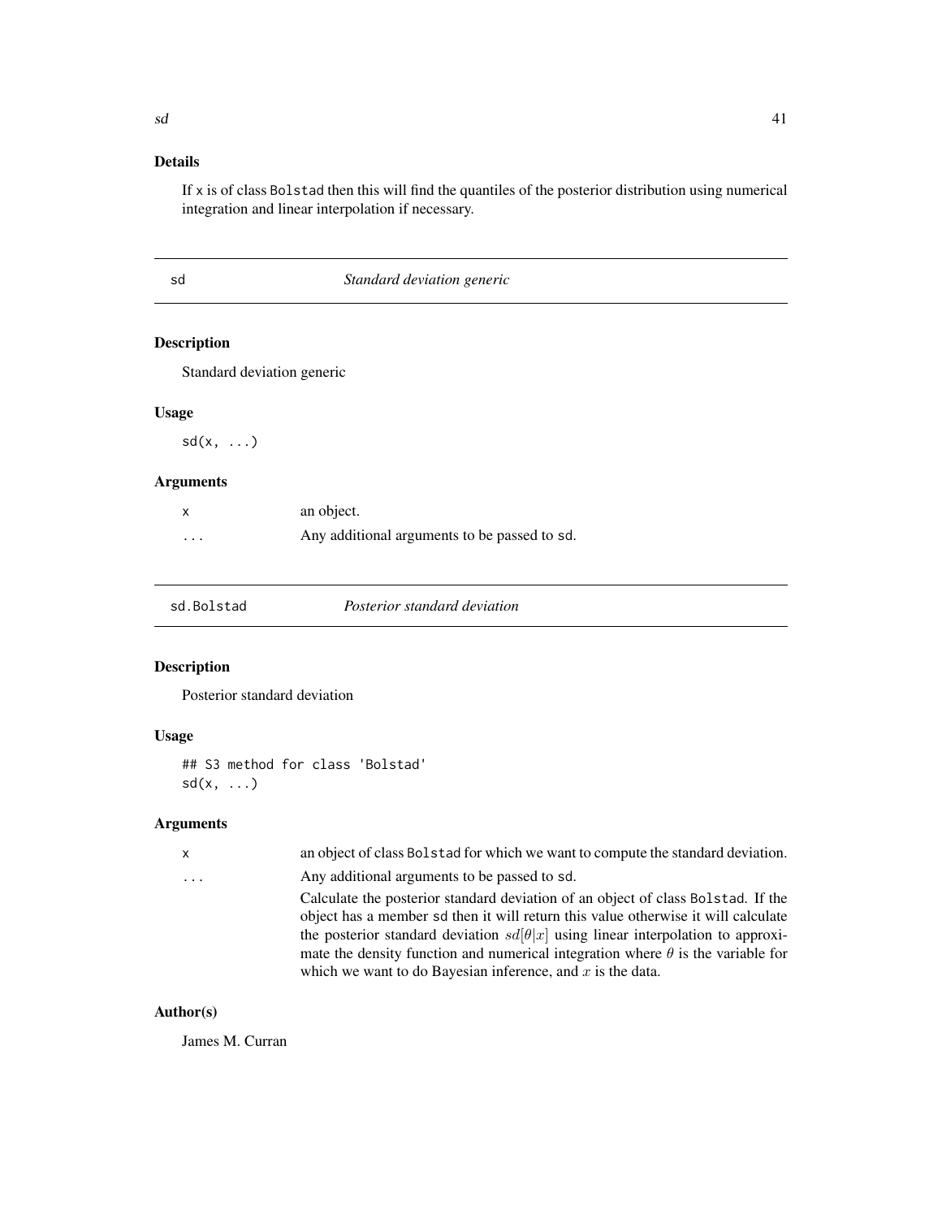## Details

If `x` is of class `Bolstad` then this will find the quantiles of the posterior distribution using numerical integration and linear interpolation if necessary.

---

# sd — *Standard deviation generic*

## Description

Standard deviation generic

## Usage

```
sd(x, ...)
```

## Arguments

| | |
|---|---|
| `x` | an object. |
| `...` | Any additional arguments to be passed to `sd`. |

---

# sd.Bolstad — *Posterior standard deviation*

## Description

Posterior standard deviation

## Usage

```
## S3 method for class 'Bolstad'
sd(x, ...)
```

## Arguments

| | |
|---|---|
| `x` | an object of class `Bolstad` for which we want to compute the standard deviation. |
| `...` | Any additional arguments to be passed to `sd`. Calculate the posterior standard deviation of an object of class `Bolstad`. If the object has a member `sd` then it will return this value otherwise it will calculate the posterior standard deviation $sd[\theta\|x]$ using linear interpolation to approximate the density function and numerical integration where $\theta$ is the variable for which we want to do Bayesian inference, and $x$ is the data. |

## Author(s)

James M. Curran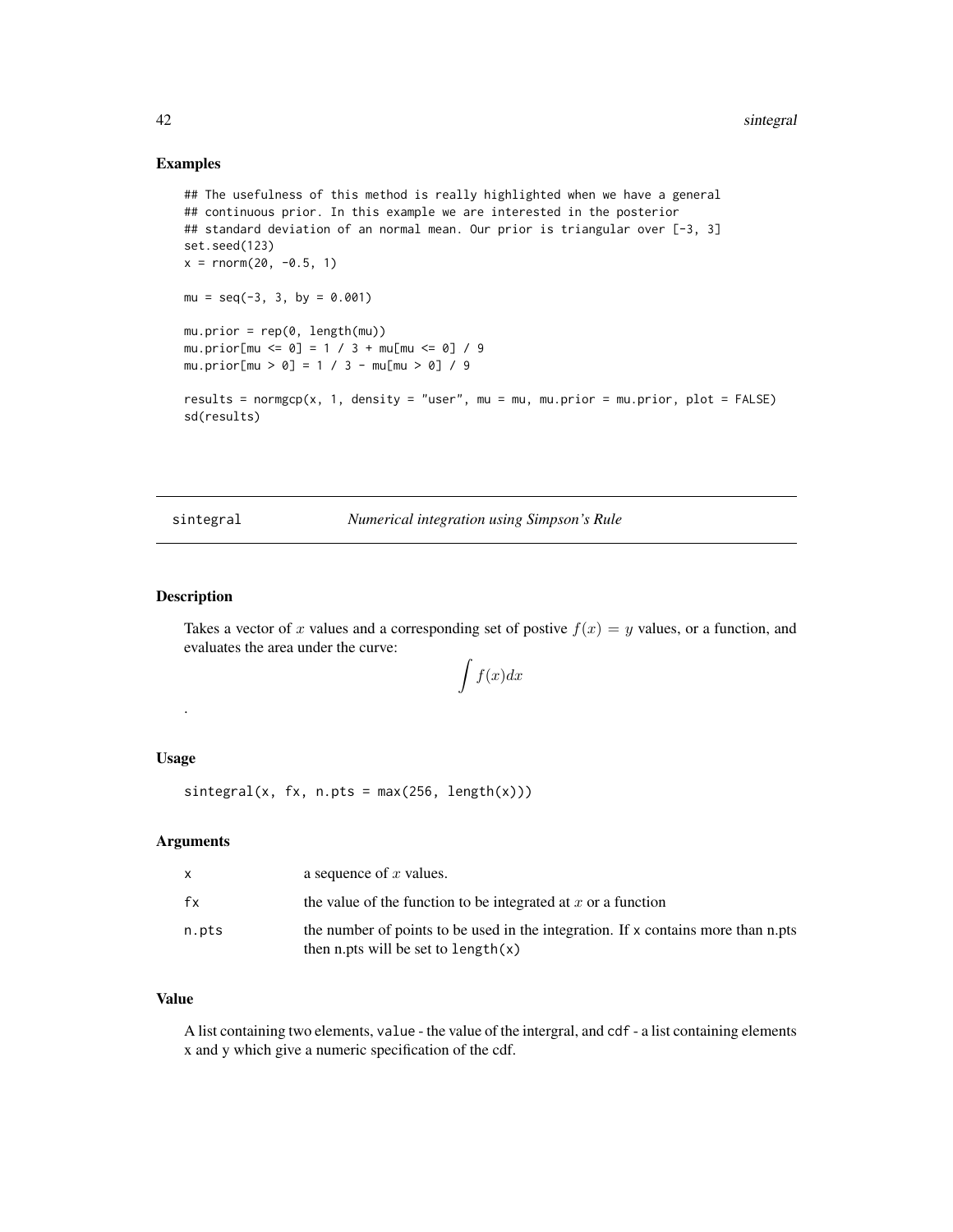## Examples

```
## The usefulness of this method is really highlighted when we have a general
## continuous prior. In this example we are interested in the posterior
## standard deviation of an normal mean. Our prior is triangular over [-3, 3]
set.seed(123)
x = rnorm(20, -0.5, 1)

mu = seq(-3, 3, by = 0.001)

mu.prior = rep(0, length(mu))
mu.prior[mu <= 0] = 1 / 3 + mu[mu <= 0] / 9
mu.prior[mu > 0] = 1 / 3 - mu[mu > 0] / 9

results = normgcp(x, 1, density = "user", mu = mu, mu.prior = mu.prior, plot = FALSE)
sd(results)
```

---

# sintegral — *Numerical integration using Simpson's Rule*

## Description

Takes a vector of $x$ values and a corresponding set of postive $f(x) = y$ values, or a function, and evaluates the area under the curve:

$$\int f(x)dx$$

.

## Usage

```
sintegral(x, fx, n.pts = max(256, length(x)))
```

## Arguments

| | |
|---|---|
| x | a sequence of $x$ values. |
| fx | the value of the function to be integrated at $x$ or a function |
| n.pts | the number of points to be used in the integration. If x contains more than n.pts then n.pts will be set to length(x) |

## Value

A list containing two elements, value - the value of the intergral, and cdf - a list containing elements x and y which give a numeric specification of the cdf.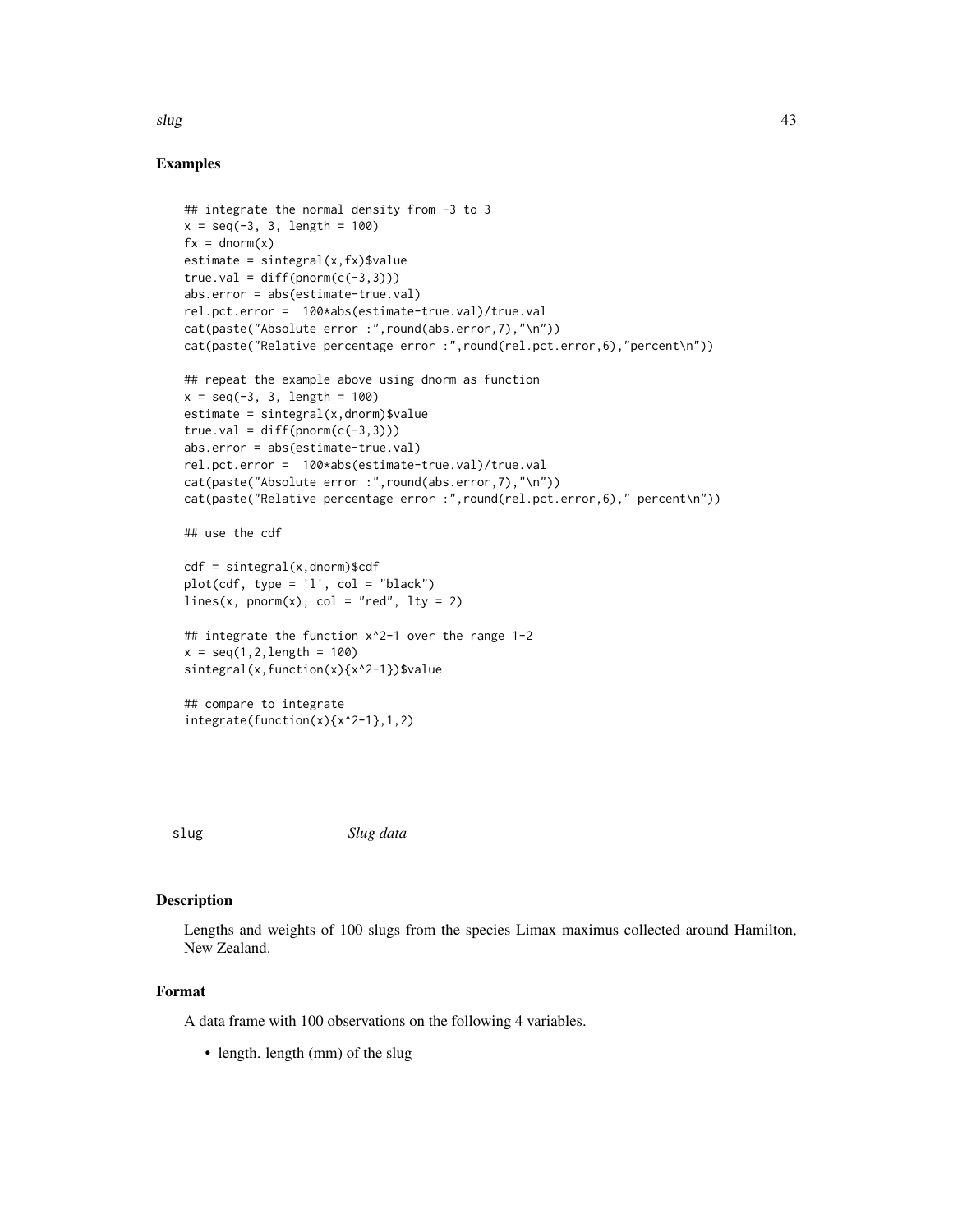## Examples

```
## integrate the normal density from -3 to 3
x = seq(-3, 3, length = 100)
fx = dnorm(x)
estimate = sintegral(x,fx)$value
true.val = diff(pnorm(c(-3,3)))
abs.error = abs(estimate-true.val)
rel.pct.error =  100*abs(estimate-true.val)/true.val
cat(paste("Absolute error :",round(abs.error,7),"\n"))
cat(paste("Relative percentage error :",round(rel.pct.error,6),"percent\n"))

## repeat the example above using dnorm as function
x = seq(-3, 3, length = 100)
estimate = sintegral(x,dnorm)$value
true.val = diff(pnorm(c(-3,3)))
abs.error = abs(estimate-true.val)
rel.pct.error =  100*abs(estimate-true.val)/true.val
cat(paste("Absolute error :",round(abs.error,7),"\n"))
cat(paste("Relative percentage error :",round(rel.pct.error,6)," percent\n"))

## use the cdf

cdf = sintegral(x,dnorm)$cdf
plot(cdf, type = 'l', col = "black")
lines(x, pnorm(x), col = "red", lty = 2)

## integrate the function x^2-1 over the range 1-2
x = seq(1,2,length = 100)
sintegral(x,function(x){x^2-1})$value

## compare to integrate
integrate(function(x){x^2-1},1,2)
```

---

# slug *Slug data*

## Description

Lengths and weights of 100 slugs from the species Limax maximus collected around Hamilton, New Zealand.

## Format

A data frame with 100 observations on the following 4 variables.

- length. length (mm) of the slug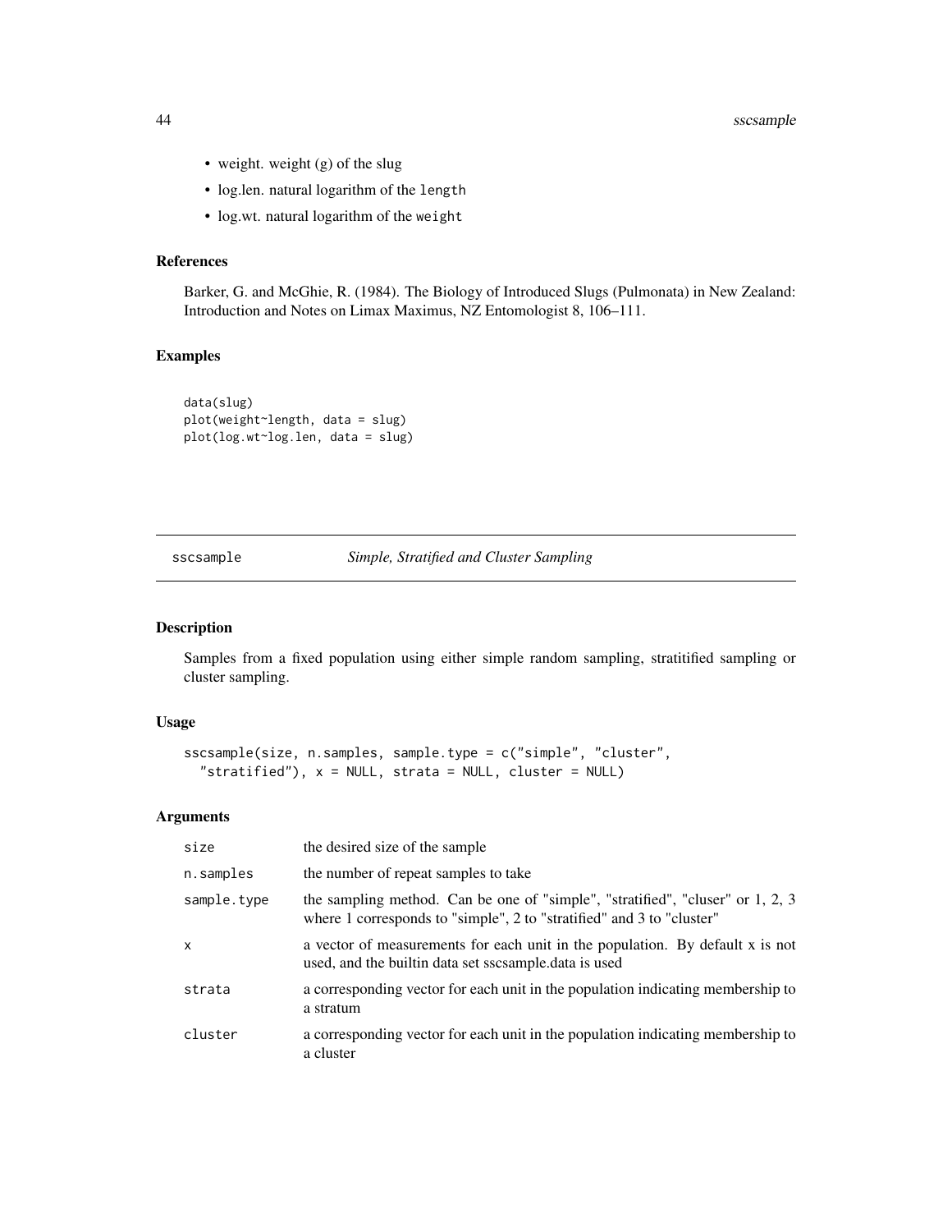- weight. weight (g) of the slug
- log.len. natural logarithm of the `length`
- log.wt. natural logarithm of the `weight`

### References

Barker, G. and McGhie, R. (1984). The Biology of Introduced Slugs (Pulmonata) in New Zealand: Introduction and Notes on Limax Maximus, NZ Entomologist 8, 106–111.

### Examples

```
data(slug)
plot(weight~length, data = slug)
plot(log.wt~log.len, data = slug)
```

---

## sscsample *Simple, Stratified and Cluster Sampling*

---

### Description

Samples from a fixed population using either simple random sampling, stratitified sampling or cluster sampling.

### Usage

```
sscsample(size, n.samples, sample.type = c("simple", "cluster",
  "stratified"), x = NULL, strata = NULL, cluster = NULL)
```

### Arguments

| | |
|---|---|
| size | the desired size of the sample |
| n.samples | the number of repeat samples to take |
| sample.type | the sampling method. Can be one of "simple", "stratified", "cluser" or 1, 2, 3 where 1 corresponds to "simple", 2 to "stratified" and 3 to "cluster" |
| x | a vector of measurements for each unit in the population. By default x is not used, and the builtin data set sscsample.data is used |
| strata | a corresponding vector for each unit in the population indicating membership to a stratum |
| cluster | a corresponding vector for each unit in the population indicating membership to a cluster |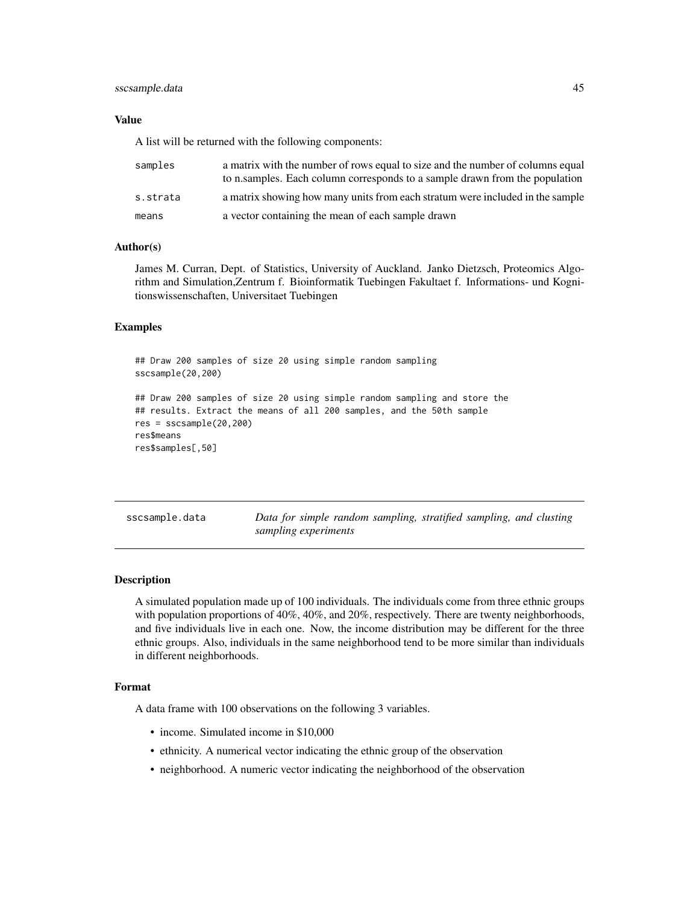### Value

A list will be returned with the following components:

| | |
|---|---|
| samples | a matrix with the number of rows equal to size and the number of columns equal to n.samples. Each column corresponds to a sample drawn from the population |
| s.strata | a matrix showing how many units from each stratum were included in the sample |
| means | a vector containing the mean of each sample drawn |

### Author(s)

James M. Curran, Dept. of Statistics, University of Auckland. Janko Dietzsch, Proteomics Algorithm and Simulation,Zentrum f. Bioinformatik Tuebingen Fakultaet f. Informations- und Kognitionswissenschaften, Universitaet Tuebingen

### Examples

```
## Draw 200 samples of size 20 using simple random sampling
sscsample(20,200)

## Draw 200 samples of size 20 using simple random sampling and store the
## results. Extract the means of all 200 samples, and the 50th sample
res = sscsample(20,200)
res$means
res$samples[,50]
```

---

## sscsample.data — *Data for simple random sampling, stratified sampling, and clusting sampling experiments*

---

### Description

A simulated population made up of 100 individuals. The individuals come from three ethnic groups with population proportions of 40%, 40%, and 20%, respectively. There are twenty neighborhoods, and five individuals live in each one. Now, the income distribution may be different for the three ethnic groups. Also, individuals in the same neighborhood tend to be more similar than individuals in different neighborhoods.

### Format

A data frame with 100 observations on the following 3 variables.

- income. Simulated income in $10,000
- ethnicity. A numerical vector indicating the ethnic group of the observation
- neighborhood. A numeric vector indicating the neighborhood of the observation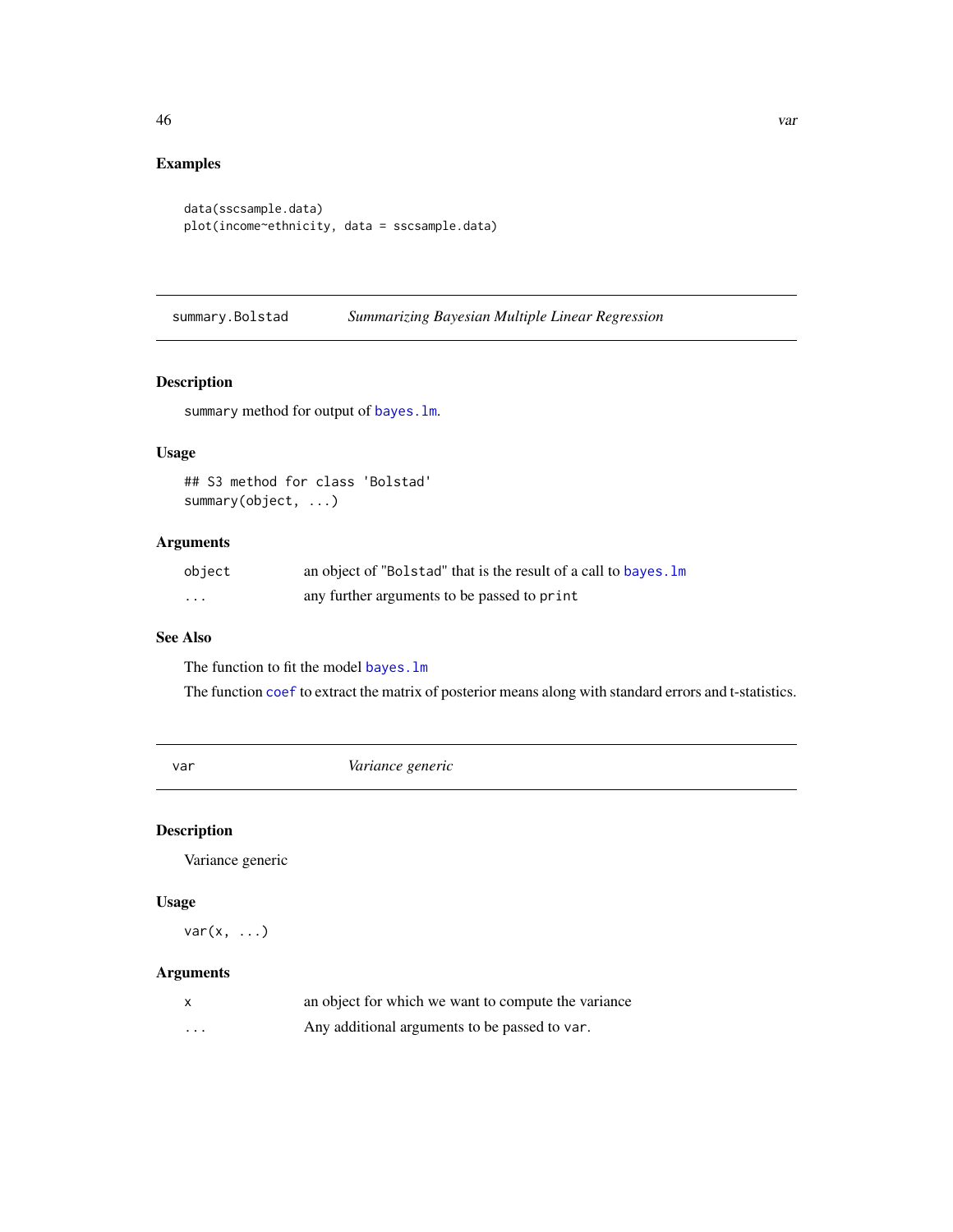## Examples

```
data(sscsample.data)
plot(income~ethnicity, data = sscsample.data)
```

---

## summary.Bolstad — *Summarizing Bayesian Multiple Linear Regression*

### Description

summary method for output of bayes.lm.

### Usage

```
## S3 method for class 'Bolstad'
summary(object, ...)
```

### Arguments

| | |
|---|---|
| object | an object of "Bolstad" that is the result of a call to bayes.lm |
| ... | any further arguments to be passed to print |

### See Also

The function to fit the model bayes.lm

The function coef to extract the matrix of posterior means along with standard errors and t-statistics.

---

## var — *Variance generic*

### Description

Variance generic

### Usage

```
var(x, ...)
```

### Arguments

| | |
|---|---|
| x | an object for which we want to compute the variance |
| ... | Any additional arguments to be passed to var. |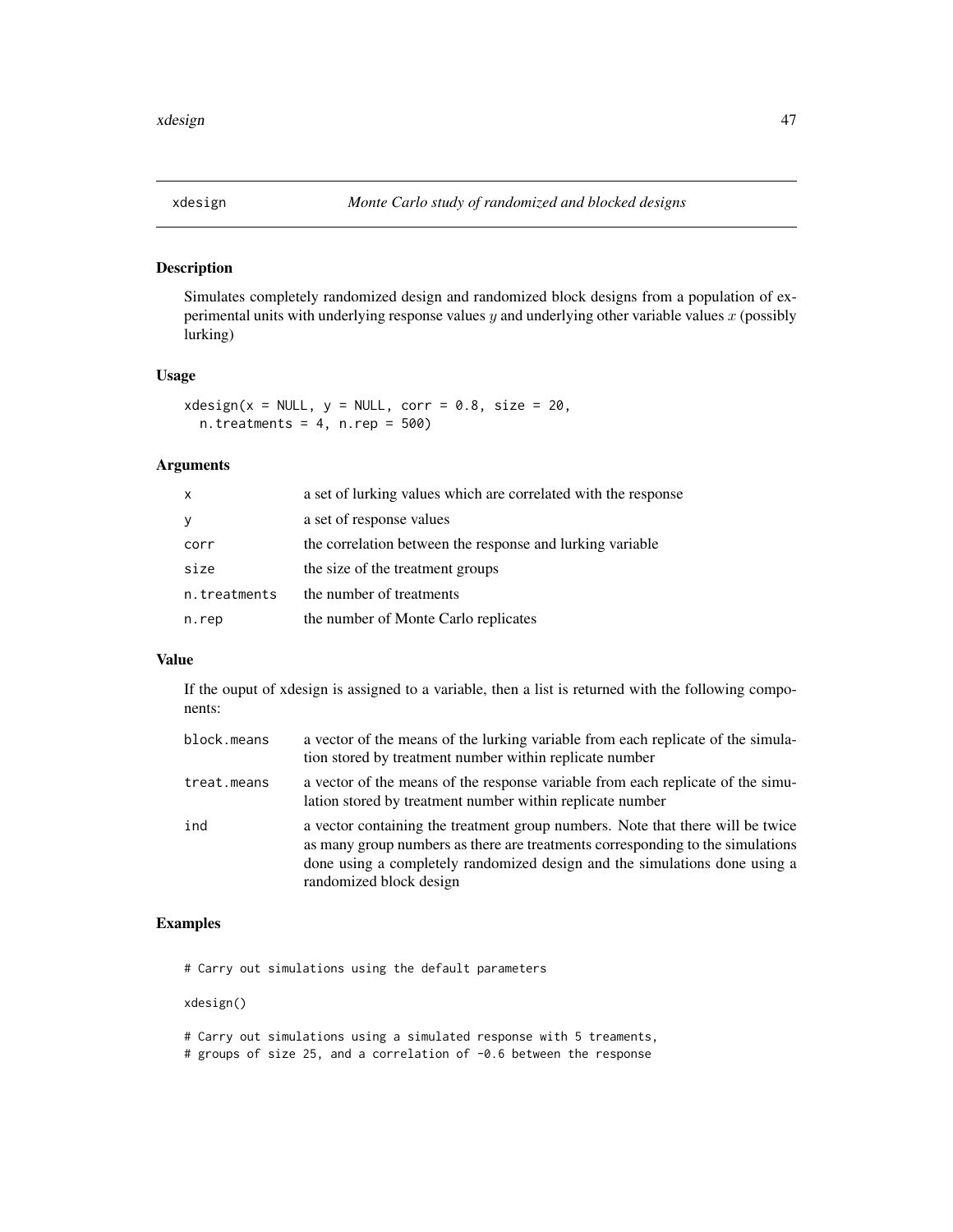## xdesign *Monte Carlo study of randomized and blocked designs*

### Description

Simulates completely randomized design and randomized block designs from a population of experimental units with underlying response values $y$ and underlying other variable values $x$ (possibly lurking)

### Usage

```
xdesign(x = NULL, y = NULL, corr = 0.8, size = 20,
  n.treatments = 4, n.rep = 500)
```

### Arguments

| | |
|---|---|
| x | a set of lurking values which are correlated with the response |
| y | a set of response values |
| corr | the correlation between the response and lurking variable |
| size | the size of the treatment groups |
| n.treatments | the number of treatments |
| n.rep | the number of Monte Carlo replicates |

### Value

If the ouput of xdesign is assigned to a variable, then a list is returned with the following components:

| | |
|---|---|
| block.means | a vector of the means of the lurking variable from each replicate of the simulation stored by treatment number within replicate number |
| treat.means | a vector of the means of the response variable from each replicate of the simulation stored by treatment number within replicate number |
| ind | a vector containing the treatment group numbers. Note that there will be twice as many group numbers as there are treatments corresponding to the simulations done using a completely randomized design and the simulations done using a randomized block design |

### Examples

```
# Carry out simulations using the default parameters

xdesign()

# Carry out simulations using a simulated response with 5 treaments,
# groups of size 25, and a correlation of -0.6 between the response
```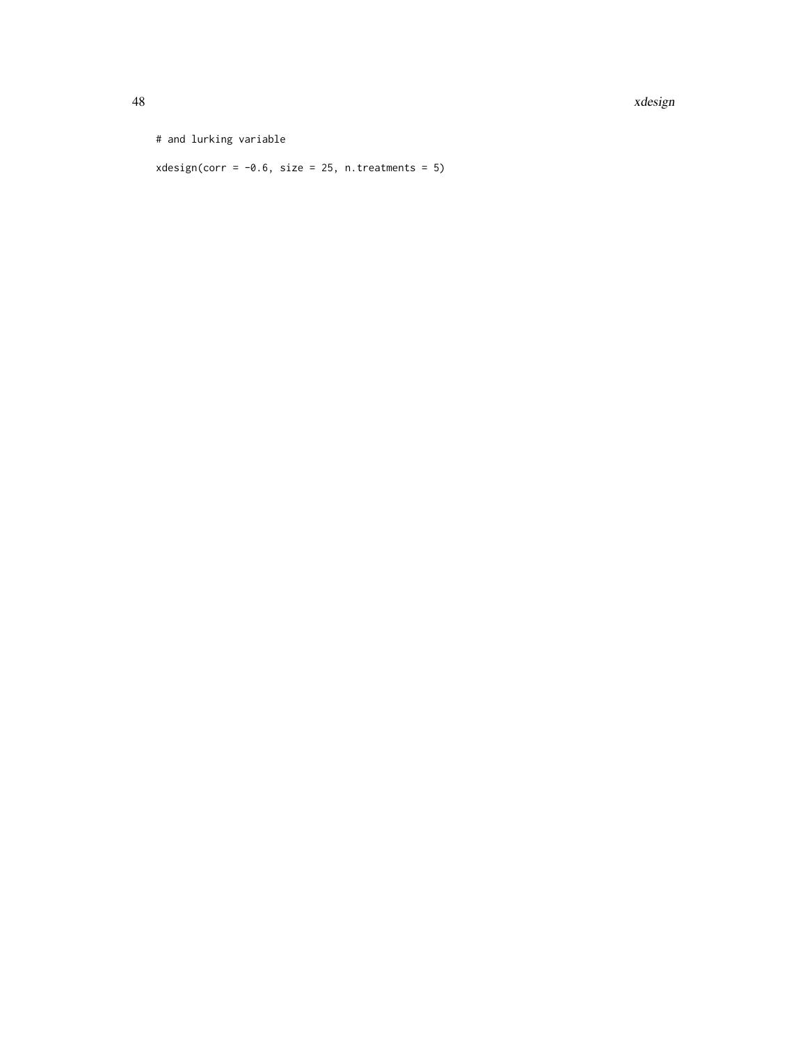```
# and lurking variable

xdesign(corr = -0.6, size = 25, n.treatments = 5)
```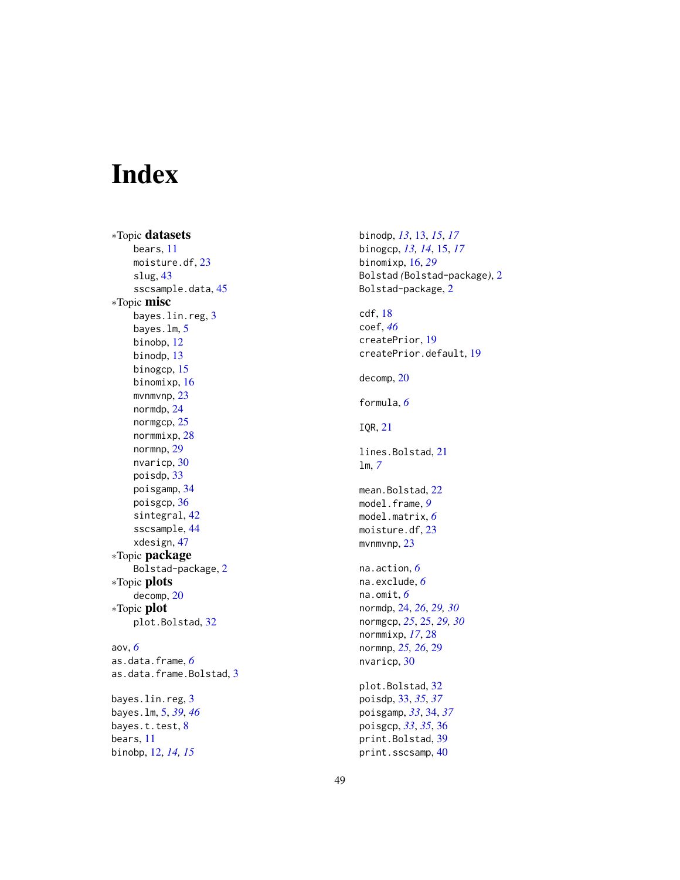# Index

∗Topic **datasets**
- bears, 11
- moisture.df, 23
- slug, 43
- sscsample.data, 45

∗Topic **misc**
- bayes.lin.reg, 3
- bayes.lm, 5
- binobp, 12
- binodp, 13
- binogcp, 15
- binomixp, 16
- mvnmvnp, 23
- normdp, 24
- normgcp, 25
- normmixp, 28
- normnp, 29
- nvaricp, 30
- poisdp, 33
- poisgamp, 34
- poisgcp, 36
- sintegral, 42
- sscsample, 44
- xdesign, 47

∗Topic **package**
- Bolstad-package, 2

∗Topic **plots**
- decomp, 20

∗Topic **plot**
- plot.Bolstad, 32

aov, *6*
as.data.frame, *6*
as.data.frame.Bolstad, 3

bayes.lin.reg, 3
bayes.lm, 5, *39*, *46*
bayes.t.test, 8
bears, 11
binobp, 12, *14, 15*
binodp, *13*, 13, *15*, *17*
binogcp, *13, 14*, 15, *17*
binomixp, 16, *29*
Bolstad *(*Bolstad-package*)*, 2
Bolstad-package, 2

cdf, 18
coef, *46*
createPrior, 19
createPrior.default, 19

decomp, 20

formula, *6*

IQR, 21

lines.Bolstad, 21
lm, *7*

mean.Bolstad, 22
model.frame, *9*
model.matrix, *6*
moisture.df, 23
mvnmvnp, 23

na.action, *6*
na.exclude, *6*
na.omit, *6*
normdp, 24, *26*, *29, 30*
normgcp, *25*, 25, *29, 30*
normmixp, *17*, 28
normnp, *25, 26*, 29
nvaricp, 30

plot.Bolstad, 32
poisdp, 33, *35*, *37*
poisgamp, *33*, 34, *37*
poisgcp, *33*, *35*, 36
print.Bolstad, 39
print.sscsamp, 40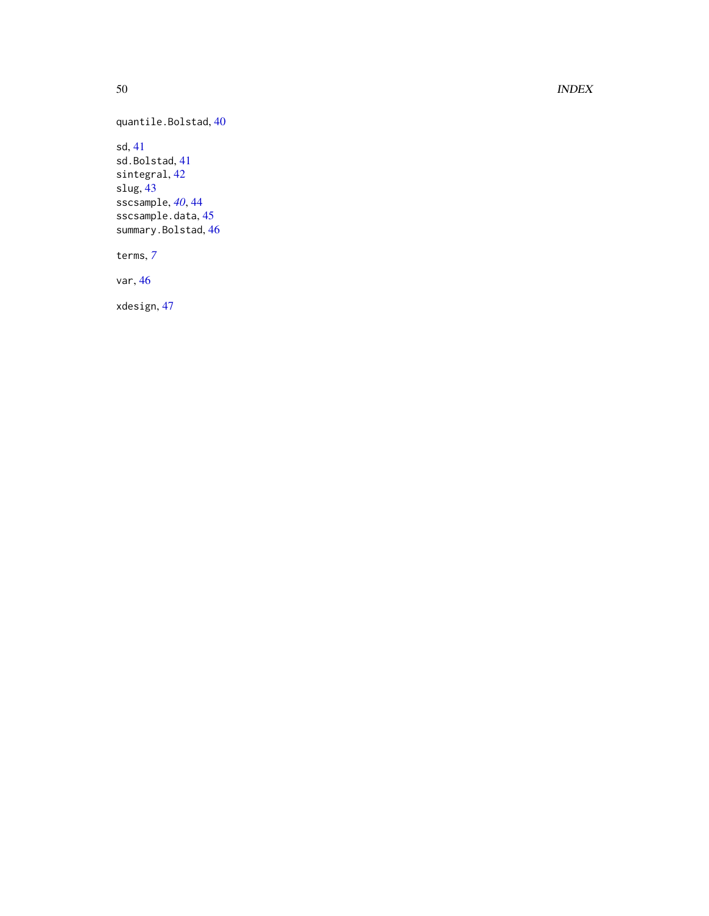quantile.Bolstad, 40

sd, 41
sd.Bolstad, 41
sintegral, 42
slug, 43
sscsample, *40*, 44
sscsample.data, 45
summary.Bolstad, 46

terms, *7*

var, 46

xdesign, 47